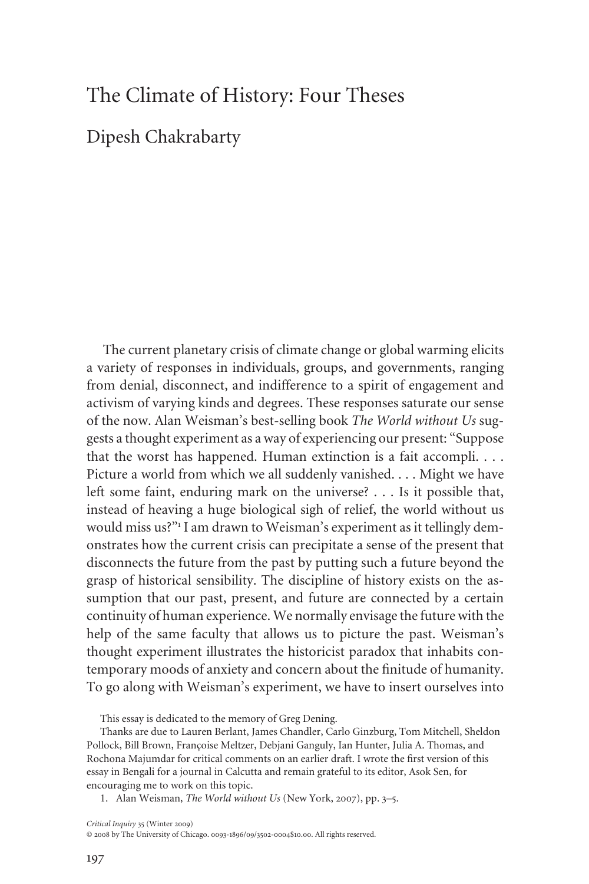# The Climate of History: Four Theses

## Dipesh Chakrabarty

The current planetary crisis of climate change or global warming elicits a variety of responses in individuals, groups, and governments, ranging from denial, disconnect, and indifference to a spirit of engagement and activism of varying kinds and degrees. These responses saturate our sense of the now. Alan Weisman's best-selling book *The World without Us* suggests a thought experiment as a way of experiencing our present: "Suppose that the worst has happened. Human extinction is a fait accompli. . . . Picture a world from which we all suddenly vanished. . . . Might we have left some faint, enduring mark on the universe? . . . Is it possible that, instead of heaving a huge biological sigh of relief, the world without us would miss us?"[1] I am drawn to Weisman's experiment as it tellingly demonstrates how the current crisis can precipitate a sense of the present that disconnects the future from the past by putting such a future beyond the grasp of historical sensibility. The discipline of history exists on the assumption that our past, present, and future are connected by a certain continuity of human experience. We normally envisage the future with the help of the same faculty that allows us to picture the past. Weisman's thought experiment illustrates the historicist paradox that inhabits contemporary moods of anxiety and concern about the finitude of humanity. To go along with Weisman's experiment, we have to insert ourselves into

This essay is dedicated to the memory of Greg Dening.

Thanks are due to Lauren Berlant, James Chandler, Carlo Ginzburg, Tom Mitchell, Sheldon Pollock, Bill Brown, Françoise Meltzer, Debjani Ganguly, Ian Hunter, Julia A. Thomas, and Rochona Majumdar for critical comments on an earlier draft. I wrote the first version of this essay in Bengali for a journal in Calcutta and remain grateful to its editor, Asok Sen, for encouraging me to work on this topic.

1. Alan Weisman, *The World without Us* (New York, 2007), pp. 3–5.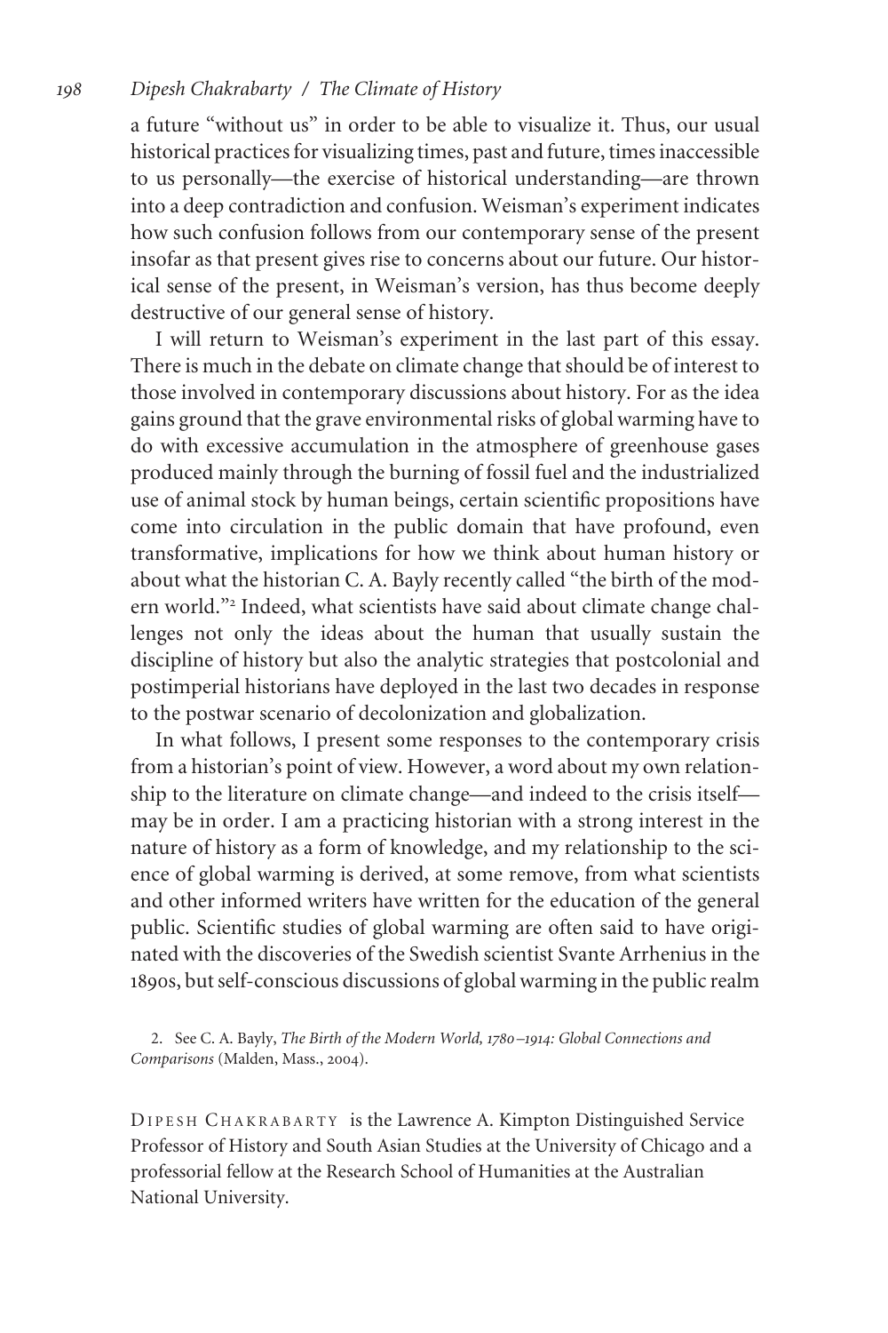a future "without us" in order to be able to visualize it. Thus, our usual historical practices for visualizing times, past and future, times inaccessible to us personally—the exercise of historical understanding—are thrown into a deep contradiction and confusion. Weisman's experiment indicates how such confusion follows from our contemporary sense of the present insofar as that present gives rise to concerns about our future. Our historical sense of the present, in Weisman's version, has thus become deeply destructive of our general sense of history.

I will return to Weisman's experiment in the last part of this essay. There is much in the debate on climate change that should be of interest to those involved in contemporary discussions about history. For as the idea gains ground that the grave environmental risks of global warming have to do with excessive accumulation in the atmosphere of greenhouse gases produced mainly through the burning of fossil fuel and the industrialized use of animal stock by human beings, certain scientific propositions have come into circulation in the public domain that have profound, even transformative, implications for how we think about human history or about what the historian C. A. Bayly recently called "the birth of the modern world."[2] Indeed, what scientists have said about climate change challenges not only the ideas about the human that usually sustain the discipline of history but also the analytic strategies that postcolonial and postimperial historians have deployed in the last two decades in response to the postwar scenario of decolonization and globalization.

In what follows, I present some responses to the contemporary crisis from a historian's point of view. However, a word about my own relationship to the literature on climate change—and indeed to the crisis itself—may be in order. I am a practicing historian with a strong interest in the nature of history as a form of knowledge, and my relationship to the science of global warming is derived, at some remove, from what scientists and other informed writers have written for the education of the general public. Scientific studies of global warming are often said to have originated with the discoveries of the Swedish scientist Svante Arrhenius in the 1890s, but self-conscious discussions of global warming in the public realm

2. See C. A. Bayly, *The Birth of the Modern World, 1780–1914: Global Connections and Comparisons* (Malden, Mass., 2004).

DIPESH CHAKRABARTY is the Lawrence A. Kimpton Distinguished Service Professor of History and South Asian Studies at the University of Chicago and a professorial fellow at the Research School of Humanities at the Australian National University.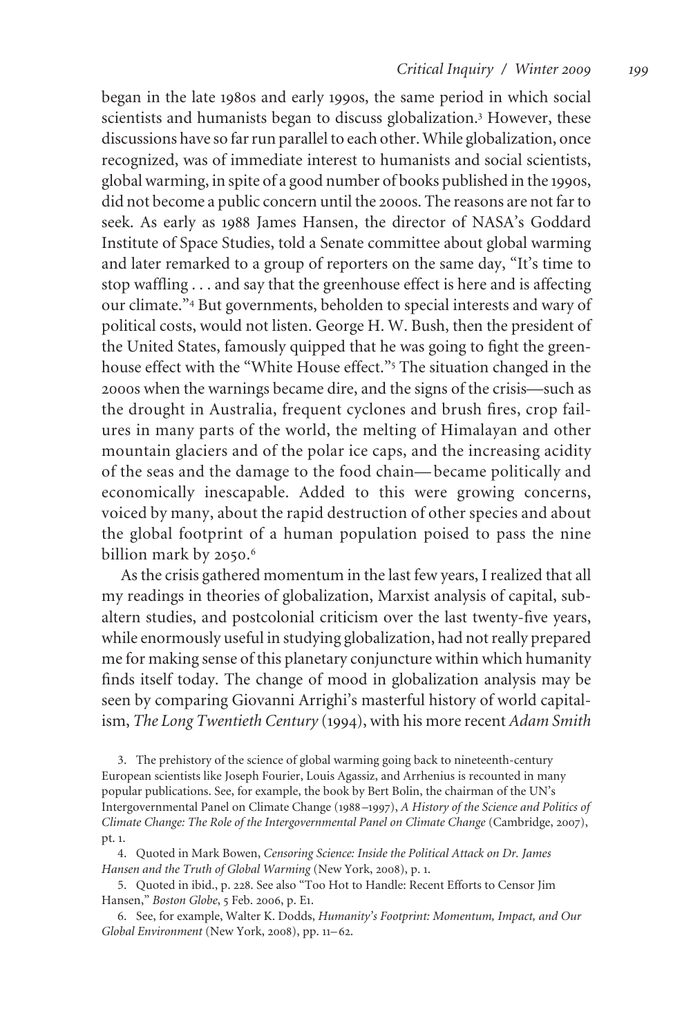began in the late 1980s and early 1990s, the same period in which social scientists and humanists began to discuss globalization.[3] However, these discussions have so far run parallel to each other. While globalization, once recognized, was of immediate interest to humanists and social scientists, global warming, in spite of a good number of books published in the 1990s, did not become a public concern until the 2000s. The reasons are not far to seek. As early as 1988 James Hansen, the director of NASA's Goddard Institute of Space Studies, told a Senate committee about global warming and later remarked to a group of reporters on the same day, "It's time to stop waffling . . . and say that the greenhouse effect is here and is affecting our climate."[4] But governments, beholden to special interests and wary of political costs, would not listen. George H. W. Bush, then the president of the United States, famously quipped that he was going to fight the greenhouse effect with the "White House effect."[5] The situation changed in the 2000s when the warnings became dire, and the signs of the crisis—such as the drought in Australia, frequent cyclones and brush fires, crop failures in many parts of the world, the melting of Himalayan and other mountain glaciers and of the polar ice caps, and the increasing acidity of the seas and the damage to the food chain—became politically and economically inescapable. Added to this were growing concerns, voiced by many, about the rapid destruction of other species and about the global footprint of a human population poised to pass the nine billion mark by 2050.[6]

As the crisis gathered momentum in the last few years, I realized that all my readings in theories of globalization, Marxist analysis of capital, subaltern studies, and postcolonial criticism over the last twenty-five years, while enormously useful in studying globalization, had not really prepared me for making sense of this planetary conjuncture within which humanity finds itself today. The change of mood in globalization analysis may be seen by comparing Giovanni Arrighi's masterful history of world capitalism, *The Long Twentieth Century* (1994), with his more recent *Adam Smith*

3. The prehistory of the science of global warming going back to nineteenth-century European scientists like Joseph Fourier, Louis Agassiz, and Arrhenius is recounted in many popular publications. See, for example, the book by Bert Bolin, the chairman of the UN's Intergovernmental Panel on Climate Change (1988–1997), *A History of the Science and Politics of Climate Change: The Role of the Intergovernmental Panel on Climate Change* (Cambridge, 2007), pt. 1.

4. Quoted in Mark Bowen, *Censoring Science: Inside the Political Attack on Dr. James Hansen and the Truth of Global Warming* (New York, 2008), p. 1.

5. Quoted in ibid., p. 228. See also "Too Hot to Handle: Recent Efforts to Censor Jim Hansen," *Boston Globe*, 5 Feb. 2006, p. E1.

6. See, for example, Walter K. Dodds, *Humanity's Footprint: Momentum, Impact, and Our Global Environment* (New York, 2008), pp. 11–62.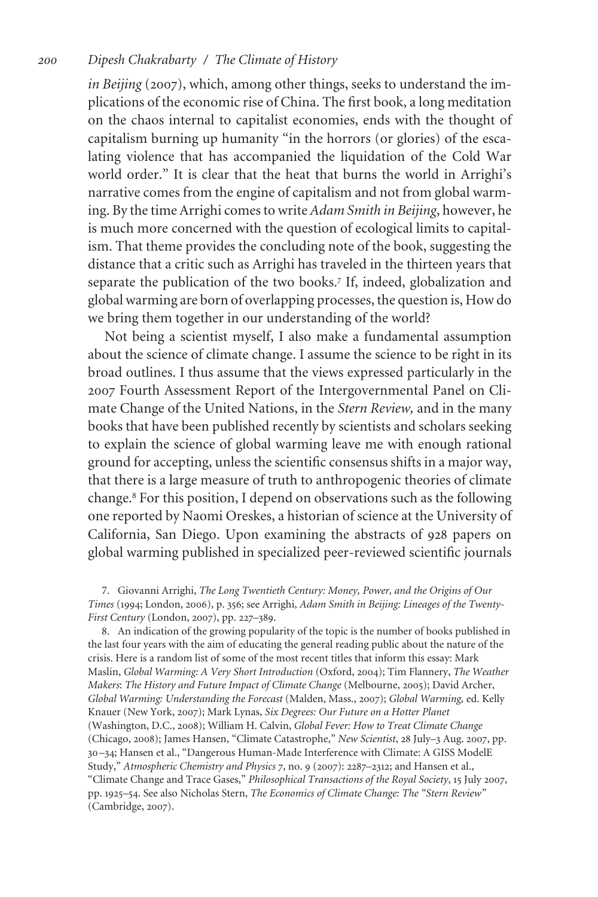*in Beijing* (2007), which, among other things, seeks to understand the implications of the economic rise of China. The first book, a long meditation on the chaos internal to capitalist economies, ends with the thought of capitalism burning up humanity "in the horrors (or glories) of the escalating violence that has accompanied the liquidation of the Cold War world order." It is clear that the heat that burns the world in Arrighi's narrative comes from the engine of capitalism and not from global warming. By the time Arrighi comes to write *Adam Smith in Beijing*, however, he is much more concerned with the question of ecological limits to capitalism. That theme provides the concluding note of the book, suggesting the distance that a critic such as Arrighi has traveled in the thirteen years that separate the publication of the two books.[7] If, indeed, globalization and global warming are born of overlapping processes, the question is, How do we bring them together in our understanding of the world?

Not being a scientist myself, I also make a fundamental assumption about the science of climate change. I assume the science to be right in its broad outlines. I thus assume that the views expressed particularly in the 2007 Fourth Assessment Report of the Intergovernmental Panel on Climate Change of the United Nations, in the *Stern Review,* and in the many books that have been published recently by scientists and scholars seeking to explain the science of global warming leave me with enough rational ground for accepting, unless the scientific consensus shifts in a major way, that there is a large measure of truth to anthropogenic theories of climate change.[8] For this position, I depend on observations such as the following one reported by Naomi Oreskes, a historian of science at the University of California, San Diego. Upon examining the abstracts of 928 papers on global warming published in specialized peer-reviewed scientific journals

7. Giovanni Arrighi, *The Long Twentieth Century: Money, Power, and the Origins of Our Times* (1994; London, 2006), p. 356; see Arrighi, *Adam Smith in Beijing: Lineages of the Twenty-First Century* (London, 2007), pp. 227–389.

8. An indication of the growing popularity of the topic is the number of books published in the last four years with the aim of educating the general reading public about the nature of the crisis. Here is a random list of some of the most recent titles that inform this essay: Mark Maslin, *Global Warming: A Very Short Introduction* (Oxford, 2004); Tim Flannery, *The Weather Makers*: *The History and Future Impact of Climate Change* (Melbourne, 2005); David Archer, *Global Warming: Understanding the Forecast* (Malden, Mass., 2007); *Global Warming,* ed. Kelly Knauer (New York, 2007); Mark Lynas, *Six Degrees: Our Future on a Hotter Planet* (Washington, D.C., 2008); William H. Calvin, *Global Fever: How to Treat Climate Change* (Chicago, 2008); James Hansen, "Climate Catastrophe," *New Scientist*, 28 July–3 Aug. 2007, pp. 30–34; Hansen et al., "Dangerous Human-Made Interference with Climate: A GISS ModelE Study," *Atmospheric Chemistry and Physics* 7, no. 9 (2007): 2287–2312; and Hansen et al., "Climate Change and Trace Gases," *Philosophical Transactions of the Royal Society*, 15 July 2007, pp. 1925–54. See also Nicholas Stern, *The Economics of Climate Change: The "Stern Review"* (Cambridge, 2007).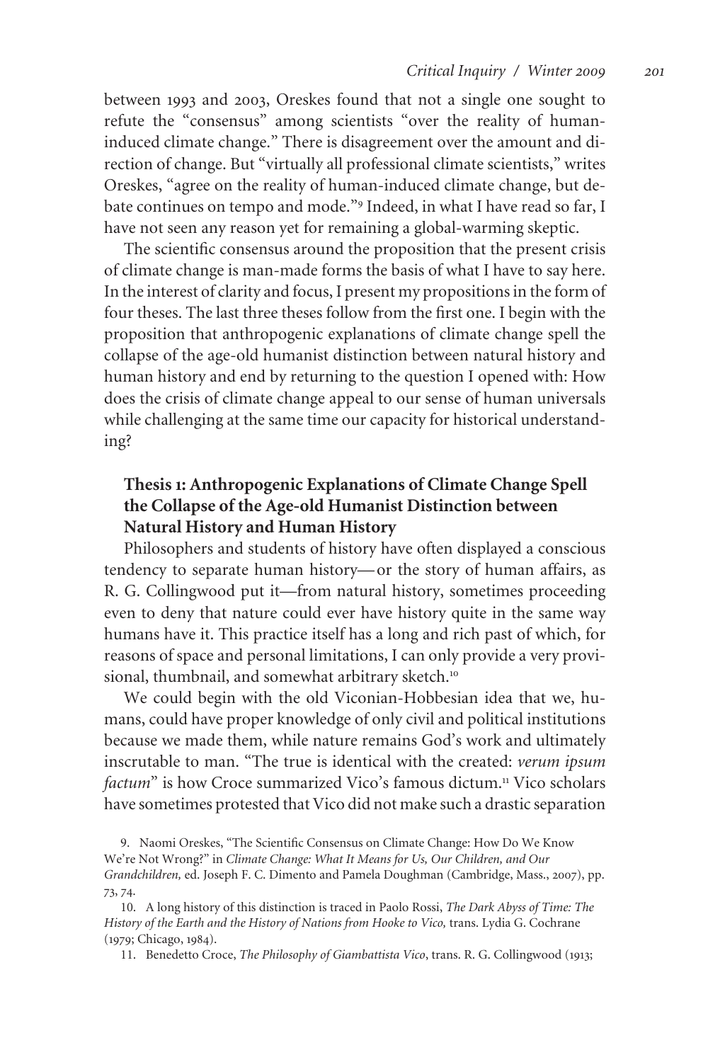between 1993 and 2003, Oreskes found that not a single one sought to refute the "consensus" among scientists "over the reality of human-induced climate change." There is disagreement over the amount and direction of change. But "virtually all professional climate scientists," writes Oreskes, "agree on the reality of human-induced climate change, but debate continues on tempo and mode."[9] Indeed, in what I have read so far, I have not seen any reason yet for remaining a global-warming skeptic.

The scientific consensus around the proposition that the present crisis of climate change is man-made forms the basis of what I have to say here. In the interest of clarity and focus, I present my propositions in the form of four theses. The last three theses follow from the first one. I begin with the proposition that anthropogenic explanations of climate change spell the collapse of the age-old humanist distinction between natural history and human history and end by returning to the question I opened with: How does the crisis of climate change appeal to our sense of human universals while challenging at the same time our capacity for historical understanding?

## Thesis 1: Anthropogenic Explanations of Climate Change Spell the Collapse of the Age-old Humanist Distinction between Natural History and Human History

Philosophers and students of history have often displayed a conscious tendency to separate human history—or the story of human affairs, as R. G. Collingwood put it—from natural history, sometimes proceeding even to deny that nature could ever have history quite in the same way humans have it. This practice itself has a long and rich past of which, for reasons of space and personal limitations, I can only provide a very provisional, thumbnail, and somewhat arbitrary sketch.[10]

We could begin with the old Viconian-Hobbesian idea that we, humans, could have proper knowledge of only civil and political institutions because we made them, while nature remains God's work and ultimately inscrutable to man. "The true is identical with the created: *verum ipsum factum*" is how Croce summarized Vico's famous dictum.[11] Vico scholars have sometimes protested that Vico did not make such a drastic separation

9. Naomi Oreskes, "The Scientific Consensus on Climate Change: How Do We Know We're Not Wrong?" in *Climate Change: What It Means for Us, Our Children, and Our Grandchildren,* ed. Joseph F. C. Dimento and Pamela Doughman (Cambridge, Mass., 2007), pp. 73, 74.

10. A long history of this distinction is traced in Paolo Rossi, *The Dark Abyss of Time: The History of the Earth and the History of Nations from Hooke to Vico,* trans. Lydia G. Cochrane (1979; Chicago, 1984).

11. Benedetto Croce, *The Philosophy of Giambattista Vico*, trans. R. G. Collingwood (1913;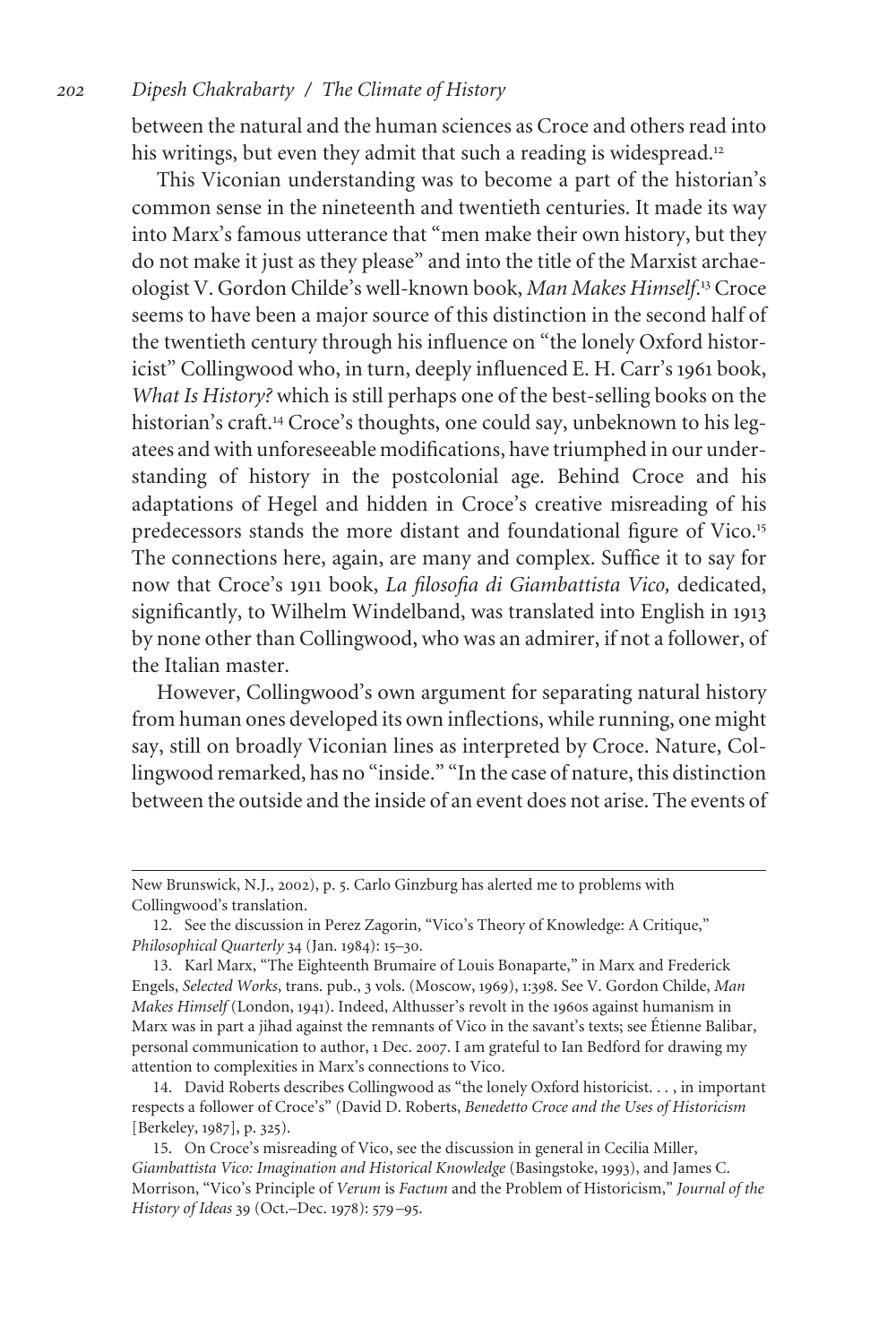between the natural and the human sciences as Croce and others read into his writings, but even they admit that such a reading is widespread.[12]

This Viconian understanding was to become a part of the historian's common sense in the nineteenth and twentieth centuries. It made its way into Marx's famous utterance that "men make their own history, but they do not make it just as they please" and into the title of the Marxist archaeologist V. Gordon Childe's well-known book, *Man Makes Himself*.[13] Croce seems to have been a major source of this distinction in the second half of the twentieth century through his influence on "the lonely Oxford historicist" Collingwood who, in turn, deeply influenced E. H. Carr's 1961 book, *What Is History?* which is still perhaps one of the best-selling books on the historian's craft.[14] Croce's thoughts, one could say, unbeknown to his legatees and with unforeseeable modifications, have triumphed in our understanding of history in the postcolonial age. Behind Croce and his adaptations of Hegel and hidden in Croce's creative misreading of his predecessors stands the more distant and foundational figure of Vico.[15] The connections here, again, are many and complex. Suffice it to say for now that Croce's 1911 book, *La filosofia di Giambattista Vico,* dedicated, significantly, to Wilhelm Windelband, was translated into English in 1913 by none other than Collingwood, who was an admirer, if not a follower, of the Italian master.

However, Collingwood's own argument for separating natural history from human ones developed its own inflections, while running, one might say, still on broadly Viconian lines as interpreted by Croce. Nature, Collingwood remarked, has no "inside." "In the case of nature, this distinction between the outside and the inside of an event does not arise. The events of

---

New Brunswick, N.J., 2002), p. 5. Carlo Ginzburg has alerted me to problems with Collingwood's translation.

12. See the discussion in Perez Zagorin, "Vico's Theory of Knowledge: A Critique," *Philosophical Quarterly* 34 (Jan. 1984): 15–30.

13. Karl Marx, "The Eighteenth Brumaire of Louis Bonaparte," in Marx and Frederick Engels, *Selected Works*, trans. pub., 3 vols. (Moscow, 1969), 1:398. See V. Gordon Childe, *Man Makes Himself* (London, 1941). Indeed, Althusser's revolt in the 1960s against humanism in Marx was in part a jihad against the remnants of Vico in the savant's texts; see Étienne Balibar, personal communication to author, 1 Dec. 2007. I am grateful to Ian Bedford for drawing my attention to complexities in Marx's connections to Vico.

14. David Roberts describes Collingwood as "the lonely Oxford historicist. . . , in important respects a follower of Croce's" (David D. Roberts, *Benedetto Croce and the Uses of Historicism* [Berkeley, 1987], p. 325).

15. On Croce's misreading of Vico, see the discussion in general in Cecilia Miller, *Giambattista Vico: Imagination and Historical Knowledge* (Basingstoke, 1993), and James C. Morrison, "Vico's Principle of *Verum* is *Factum* and the Problem of Historicism," *Journal of the History of Ideas* 39 (Oct.–Dec. 1978): 579–95.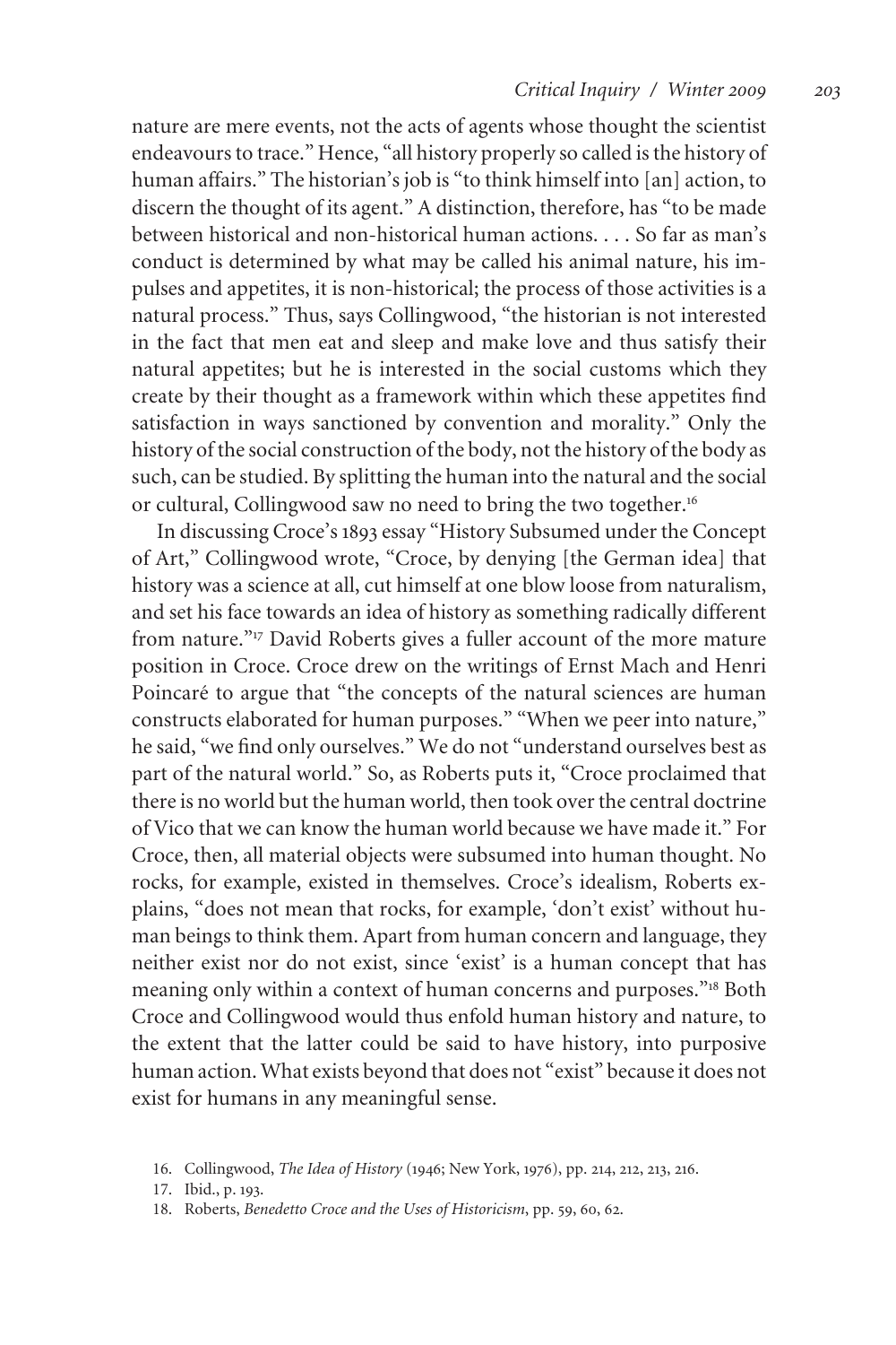nature are mere events, not the acts of agents whose thought the scientist endeavours to trace." Hence, "all history properly so called is the history of human affairs." The historian's job is "to think himself into [an] action, to discern the thought of its agent." A distinction, therefore, has "to be made between historical and non-historical human actions. . . . So far as man's conduct is determined by what may be called his animal nature, his impulses and appetites, it is non-historical; the process of those activities is a natural process." Thus, says Collingwood, "the historian is not interested in the fact that men eat and sleep and make love and thus satisfy their natural appetites; but he is interested in the social customs which they create by their thought as a framework within which these appetites find satisfaction in ways sanctioned by convention and morality." Only the history of the social construction of the body, not the history of the body as such, can be studied. By splitting the human into the natural and the social or cultural, Collingwood saw no need to bring the two together.[16]

In discussing Croce's 1893 essay "History Subsumed under the Concept of Art," Collingwood wrote, "Croce, by denying [the German idea] that history was a science at all, cut himself at one blow loose from naturalism, and set his face towards an idea of history as something radically different from nature."[17] David Roberts gives a fuller account of the more mature position in Croce. Croce drew on the writings of Ernst Mach and Henri Poincaré to argue that "the concepts of the natural sciences are human constructs elaborated for human purposes." "When we peer into nature," he said, "we find only ourselves." We do not "understand ourselves best as part of the natural world." So, as Roberts puts it, "Croce proclaimed that there is no world but the human world, then took over the central doctrine of Vico that we can know the human world because we have made it." For Croce, then, all material objects were subsumed into human thought. No rocks, for example, existed in themselves. Croce's idealism, Roberts explains, "does not mean that rocks, for example, 'don't exist' without human beings to think them. Apart from human concern and language, they neither exist nor do not exist, since 'exist' is a human concept that has meaning only within a context of human concerns and purposes."[18] Both Croce and Collingwood would thus enfold human history and nature, to the extent that the latter could be said to have history, into purposive human action. What exists beyond that does not "exist" because it does not exist for humans in any meaningful sense.

16. Collingwood, *The Idea of History* (1946; New York, 1976), pp. 214, 212, 213, 216.

17. Ibid., p. 193.

18. Roberts, *Benedetto Croce and the Uses of Historicism*, pp. 59, 60, 62.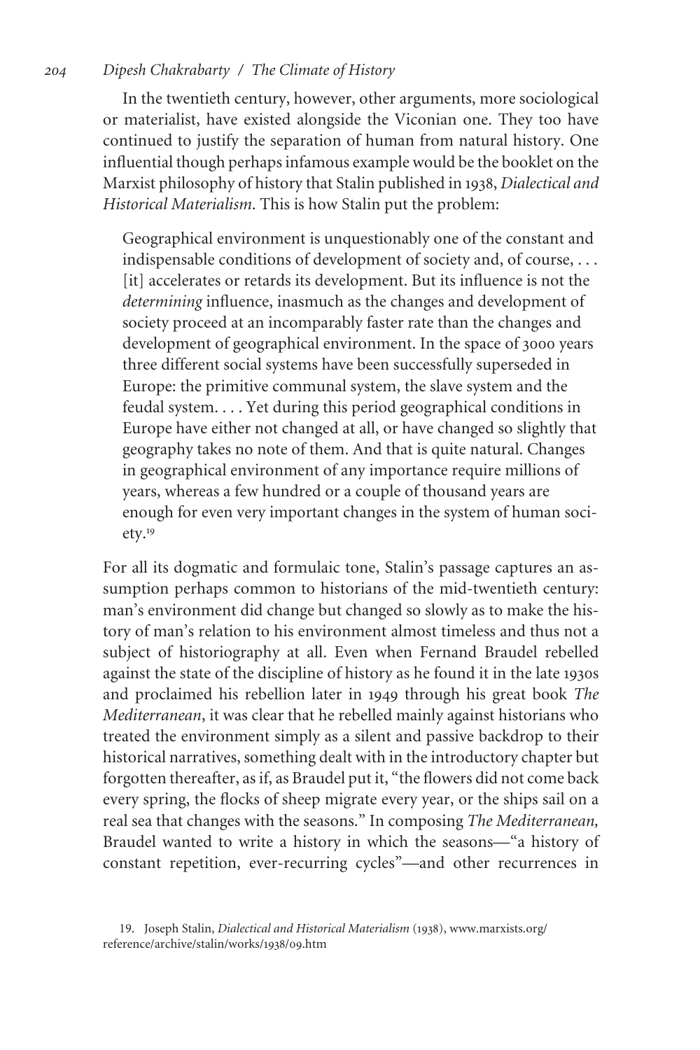In the twentieth century, however, other arguments, more sociological or materialist, have existed alongside the Viconian one. They too have continued to justify the separation of human from natural history. One influential though perhaps infamous example would be the booklet on the Marxist philosophy of history that Stalin published in 1938, *Dialectical and Historical Materialism*. This is how Stalin put the problem:

> Geographical environment is unquestionably one of the constant and indispensable conditions of development of society and, of course, . . . [it] accelerates or retards its development. But its influence is not the *determining* influence, inasmuch as the changes and development of society proceed at an incomparably faster rate than the changes and development of geographical environment. In the space of 3000 years three different social systems have been successfully superseded in Europe: the primitive communal system, the slave system and the feudal system. . . . Yet during this period geographical conditions in Europe have either not changed at all, or have changed so slightly that geography takes no note of them. And that is quite natural. Changes in geographical environment of any importance require millions of years, whereas a few hundred or a couple of thousand years are enough for even very important changes in the system of human society.[19]

For all its dogmatic and formulaic tone, Stalin's passage captures an assumption perhaps common to historians of the mid-twentieth century: man's environment did change but changed so slowly as to make the history of man's relation to his environment almost timeless and thus not a subject of historiography at all. Even when Fernand Braudel rebelled against the state of the discipline of history as he found it in the late 1930s and proclaimed his rebellion later in 1949 through his great book *The Mediterranean*, it was clear that he rebelled mainly against historians who treated the environment simply as a silent and passive backdrop to their historical narratives, something dealt with in the introductory chapter but forgotten thereafter, as if, as Braudel put it, "the flowers did not come back every spring, the flocks of sheep migrate every year, or the ships sail on a real sea that changes with the seasons." In composing *The Mediterranean,* Braudel wanted to write a history in which the seasons—"a history of constant repetition, ever-recurring cycles"—and other recurrences in

19. Joseph Stalin, *Dialectical and Historical Materialism* (1938), www.marxists.org/reference/archive/stalin/works/1938/09.htm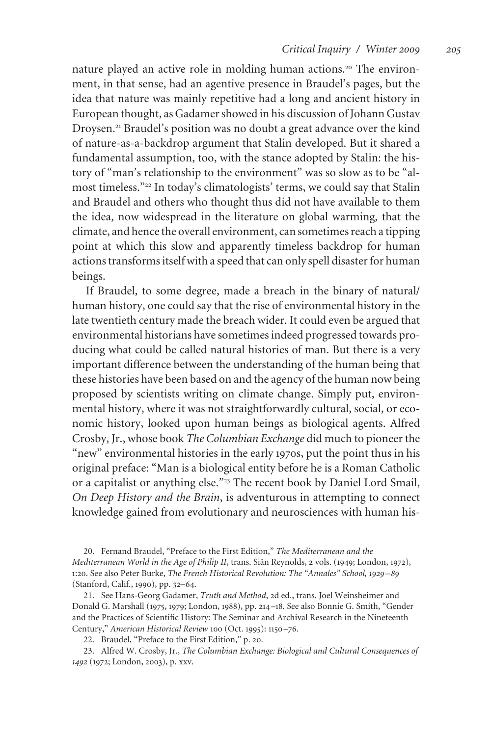nature played an active role in molding human actions.[20] The environment, in that sense, had an agentive presence in Braudel's pages, but the idea that nature was mainly repetitive had a long and ancient history in European thought, as Gadamer showed in his discussion of Johann Gustav Droysen.[21] Braudel's position was no doubt a great advance over the kind of nature-as-a-backdrop argument that Stalin developed. But it shared a fundamental assumption, too, with the stance adopted by Stalin: the history of "man's relationship to the environment" was so slow as to be "almost timeless."[22] In today's climatologists' terms, we could say that Stalin and Braudel and others who thought thus did not have available to them the idea, now widespread in the literature on global warming, that the climate, and hence the overall environment, can sometimes reach a tipping point at which this slow and apparently timeless backdrop for human actions transforms itself with a speed that can only spell disaster for human beings.

If Braudel, to some degree, made a breach in the binary of natural/human history, one could say that the rise of environmental history in the late twentieth century made the breach wider. It could even be argued that environmental historians have sometimes indeed progressed towards producing what could be called natural histories of man. But there is a very important difference between the understanding of the human being that these histories have been based on and the agency of the human now being proposed by scientists writing on climate change. Simply put, environmental history, where it was not straightforwardly cultural, social, or economic history, looked upon human beings as biological agents. Alfred Crosby, Jr., whose book *The Columbian Exchange* did much to pioneer the "new" environmental histories in the early 1970s, put the point thus in his original preface: "Man is a biological entity before he is a Roman Catholic or a capitalist or anything else."[23] The recent book by Daniel Lord Smail, *On Deep History and the Brain*, is adventurous in attempting to connect knowledge gained from evolutionary and neurosciences with human his-

20. Fernand Braudel, "Preface to the First Edition," *The Mediterranean and the Mediterranean World in the Age of Philip II*, trans. Siân Reynolds, 2 vols. (1949; London, 1972), 1:20. See also Peter Burke, *The French Historical Revolution: The "Annales" School, 1929–89* (Stanford, Calif., 1990), pp. 32–64.

21. See Hans-Georg Gadamer, *Truth and Method*, 2d ed., trans. Joel Weinsheimer and Donald G. Marshall (1975, 1979; London, 1988), pp. 214–18. See also Bonnie G. Smith, "Gender and the Practices of Scientific History: The Seminar and Archival Research in the Nineteenth Century," *American Historical Review* 100 (Oct. 1995): 1150–76.

22. Braudel, "Preface to the First Edition," p. 20.

23. Alfred W. Crosby, Jr., *The Columbian Exchange: Biological and Cultural Consequences of 1492* (1972; London, 2003), p. xxv.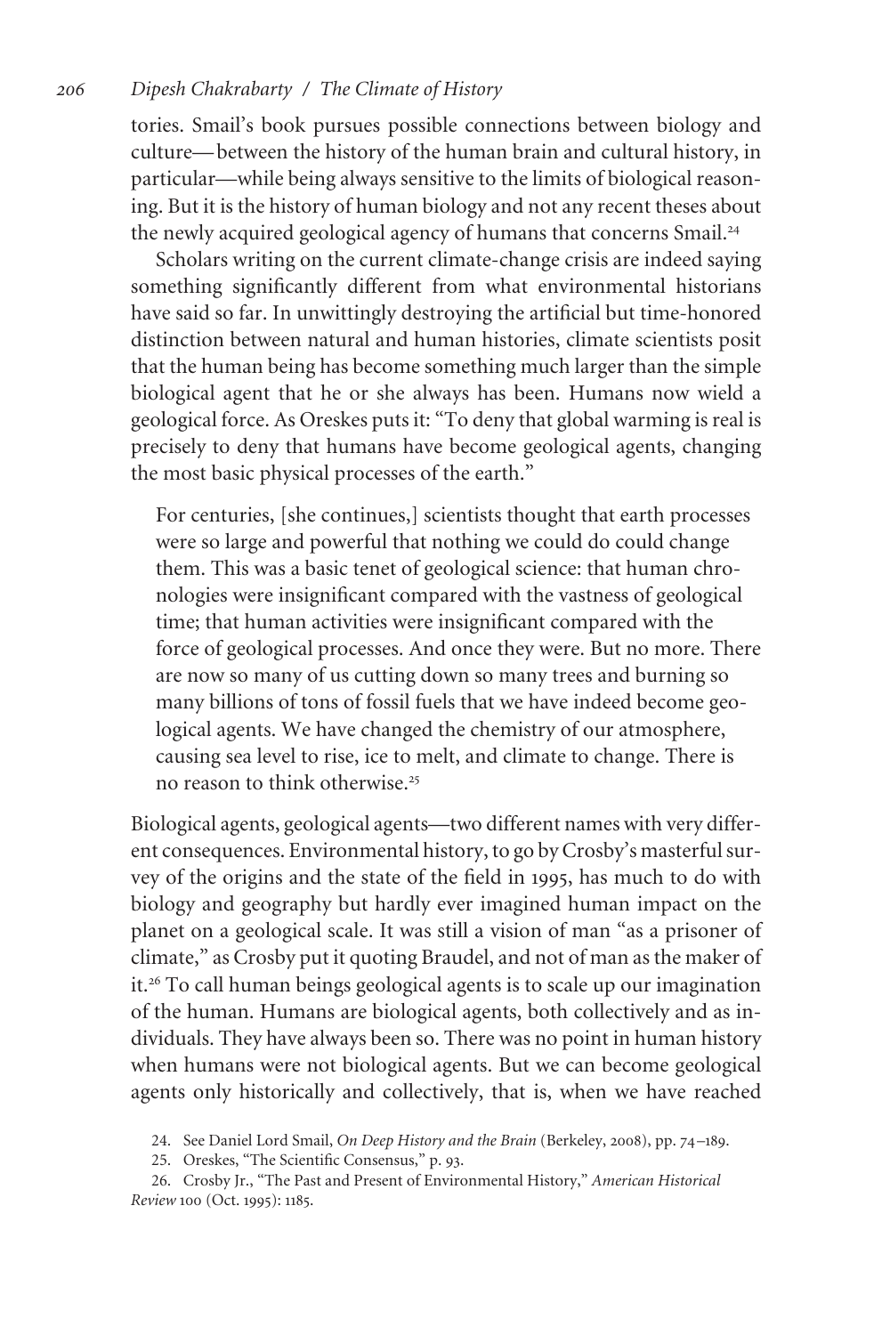tories. Smail's book pursues possible connections between biology and culture—between the history of the human brain and cultural history, in particular—while being always sensitive to the limits of biological reasoning. But it is the history of human biology and not any recent theses about the newly acquired geological agency of humans that concerns Smail.[24]

Scholars writing on the current climate-change crisis are indeed saying something significantly different from what environmental historians have said so far. In unwittingly destroying the artificial but time-honored distinction between natural and human histories, climate scientists posit that the human being has become something much larger than the simple biological agent that he or she always has been. Humans now wield a geological force. As Oreskes puts it: "To deny that global warming is real is precisely to deny that humans have become geological agents, changing the most basic physical processes of the earth."

> For centuries, [she continues,] scientists thought that earth processes were so large and powerful that nothing we could do could change them. This was a basic tenet of geological science: that human chronologies were insignificant compared with the vastness of geological time; that human activities were insignificant compared with the force of geological processes. And once they were. But no more. There are now so many of us cutting down so many trees and burning so many billions of tons of fossil fuels that we have indeed become geological agents. We have changed the chemistry of our atmosphere, causing sea level to rise, ice to melt, and climate to change. There is no reason to think otherwise.[25]

Biological agents, geological agents—two different names with very different consequences. Environmental history, to go by Crosby's masterful survey of the origins and the state of the field in 1995, has much to do with biology and geography but hardly ever imagined human impact on the planet on a geological scale. It was still a vision of man "as a prisoner of climate," as Crosby put it quoting Braudel, and not of man as the maker of it.[26] To call human beings geological agents is to scale up our imagination of the human. Humans are biological agents, both collectively and as individuals. They have always been so. There was no point in human history when humans were not biological agents. But we can become geological agents only historically and collectively, that is, when we have reached

24. See Daniel Lord Smail, *On Deep History and the Brain* (Berkeley, 2008), pp. 74–189.

25. Oreskes, "The Scientific Consensus," p. 93.

26. Crosby Jr., "The Past and Present of Environmental History," *American Historical Review* 100 (Oct. 1995): 1185.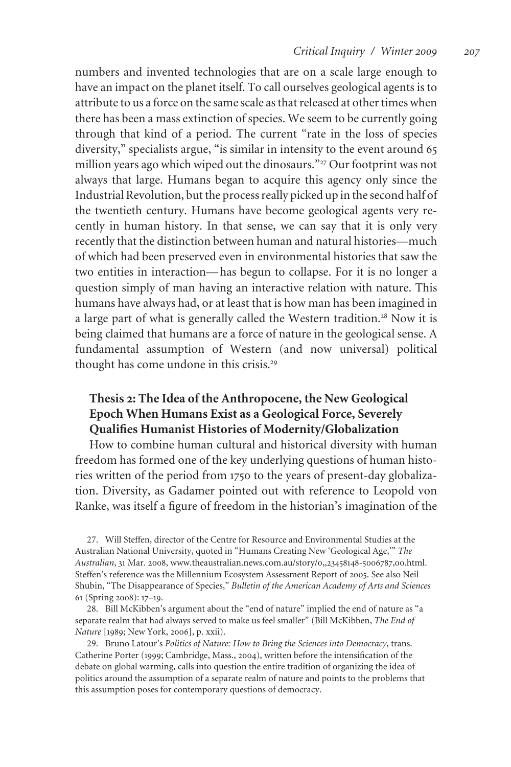numbers and invented technologies that are on a scale large enough to have an impact on the planet itself. To call ourselves geological agents is to attribute to us a force on the same scale as that released at other times when there has been a mass extinction of species. We seem to be currently going through that kind of a period. The current "rate in the loss of species diversity," specialists argue, "is similar in intensity to the event around 65 million years ago which wiped out the dinosaurs."[27] Our footprint was not always that large. Humans began to acquire this agency only since the Industrial Revolution, but the process really picked up in the second half of the twentieth century. Humans have become geological agents very recently in human history. In that sense, we can say that it is only very recently that the distinction between human and natural histories—much of which had been preserved even in environmental histories that saw the two entities in interaction—has begun to collapse. For it is no longer a question simply of man having an interactive relation with nature. This humans have always had, or at least that is how man has been imagined in a large part of what is generally called the Western tradition.[28] Now it is being claimed that humans are a force of nature in the geological sense. A fundamental assumption of Western (and now universal) political thought has come undone in this crisis.[29]

## Thesis 2: The Idea of the Anthropocene, the New Geological Epoch When Humans Exist as a Geological Force, Severely Qualifies Humanist Histories of Modernity/Globalization

How to combine human cultural and historical diversity with human freedom has formed one of the key underlying questions of human histories written of the period from 1750 to the years of present-day globalization. Diversity, as Gadamer pointed out with reference to Leopold von Ranke, was itself a figure of freedom in the historian's imagination of the

27. Will Steffen, director of the Centre for Resource and Environmental Studies at the Australian National University, quoted in "Humans Creating New 'Geological Age,'" *The Australian*, 31 Mar. 2008, www.theaustralian.news.com.au/story/0,,23458148-5006787,00.html. Steffen's reference was the Millennium Ecosystem Assessment Report of 2005. See also Neil Shubin, "The Disappearance of Species," *Bulletin of the American Academy of Arts and Sciences* 61 (Spring 2008): 17–19.

28. Bill McKibben's argument about the "end of nature" implied the end of nature as "a separate realm that had always served to make us feel smaller" (Bill McKibben, *The End of Nature* [1989; New York, 2006], p. xxii).

29. Bruno Latour's *Politics of Nature: How to Bring the Sciences into Democracy*, trans. Catherine Porter (1999; Cambridge, Mass., 2004), written before the intensification of the debate on global warming, calls into question the entire tradition of organizing the idea of politics around the assumption of a separate realm of nature and points to the problems that this assumption poses for contemporary questions of democracy.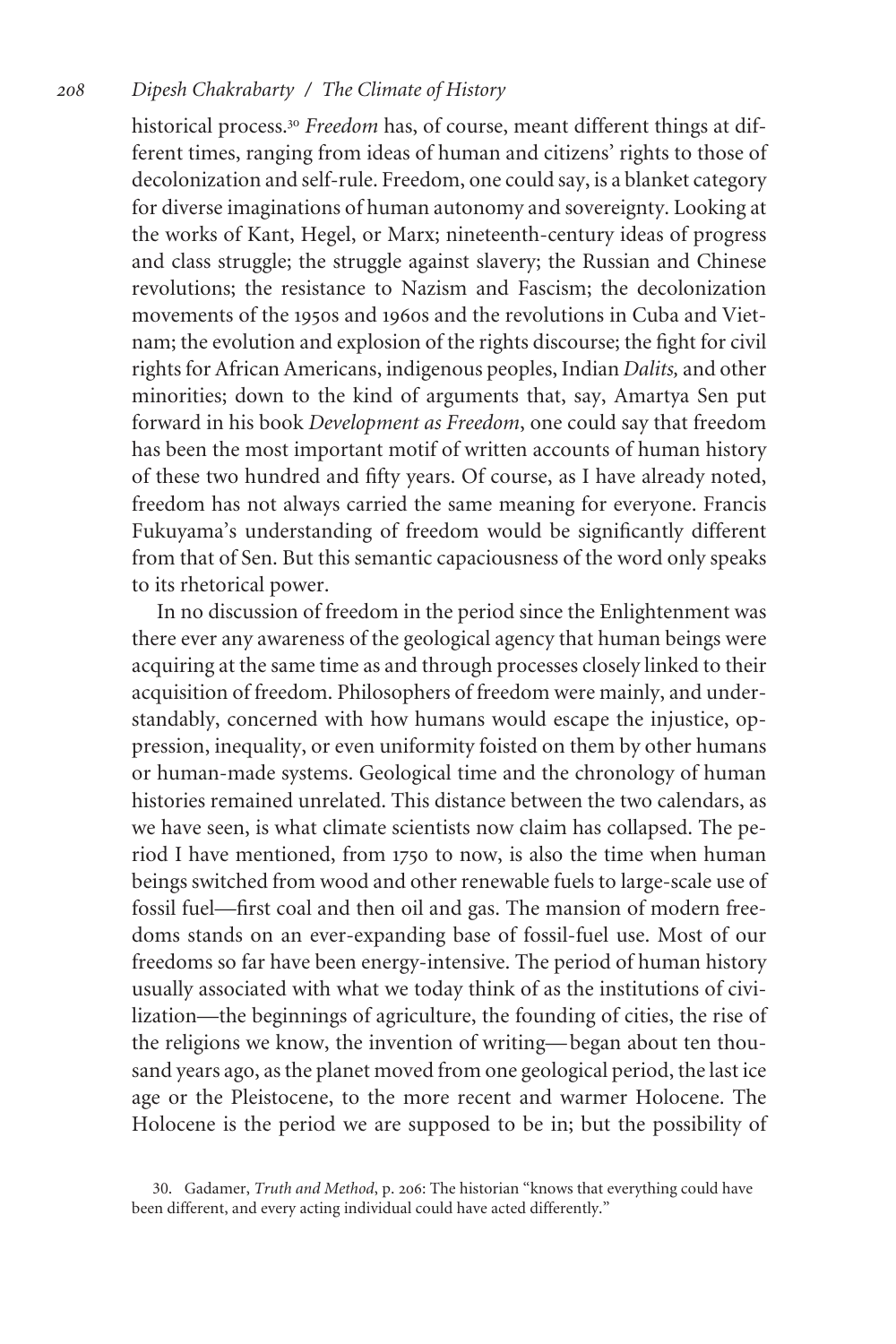historical process.[30] *Freedom* has, of course, meant different things at different times, ranging from ideas of human and citizens' rights to those of decolonization and self-rule. Freedom, one could say, is a blanket category for diverse imaginations of human autonomy and sovereignty. Looking at the works of Kant, Hegel, or Marx; nineteenth-century ideas of progress and class struggle; the struggle against slavery; the Russian and Chinese revolutions; the resistance to Nazism and Fascism; the decolonization movements of the 1950s and 1960s and the revolutions in Cuba and Vietnam; the evolution and explosion of the rights discourse; the fight for civil rights for African Americans, indigenous peoples, Indian *Dalits,* and other minorities; down to the kind of arguments that, say, Amartya Sen put forward in his book *Development as Freedom*, one could say that freedom has been the most important motif of written accounts of human history of these two hundred and fifty years. Of course, as I have already noted, freedom has not always carried the same meaning for everyone. Francis Fukuyama's understanding of freedom would be significantly different from that of Sen. But this semantic capaciousness of the word only speaks to its rhetorical power.

In no discussion of freedom in the period since the Enlightenment was there ever any awareness of the geological agency that human beings were acquiring at the same time as and through processes closely linked to their acquisition of freedom. Philosophers of freedom were mainly, and understandably, concerned with how humans would escape the injustice, oppression, inequality, or even uniformity foisted on them by other humans or human-made systems. Geological time and the chronology of human histories remained unrelated. This distance between the two calendars, as we have seen, is what climate scientists now claim has collapsed. The period I have mentioned, from 1750 to now, is also the time when human beings switched from wood and other renewable fuels to large-scale use of fossil fuel—first coal and then oil and gas. The mansion of modern freedoms stands on an ever-expanding base of fossil-fuel use. Most of our freedoms so far have been energy-intensive. The period of human history usually associated with what we today think of as the institutions of civilization—the beginnings of agriculture, the founding of cities, the rise of the religions we know, the invention of writing—began about ten thousand years ago, as the planet moved from one geological period, the last ice age or the Pleistocene, to the more recent and warmer Holocene. The Holocene is the period we are supposed to be in; but the possibility of

30. Gadamer, *Truth and Method*, p. 206: The historian "knows that everything could have been different, and every acting individual could have acted differently."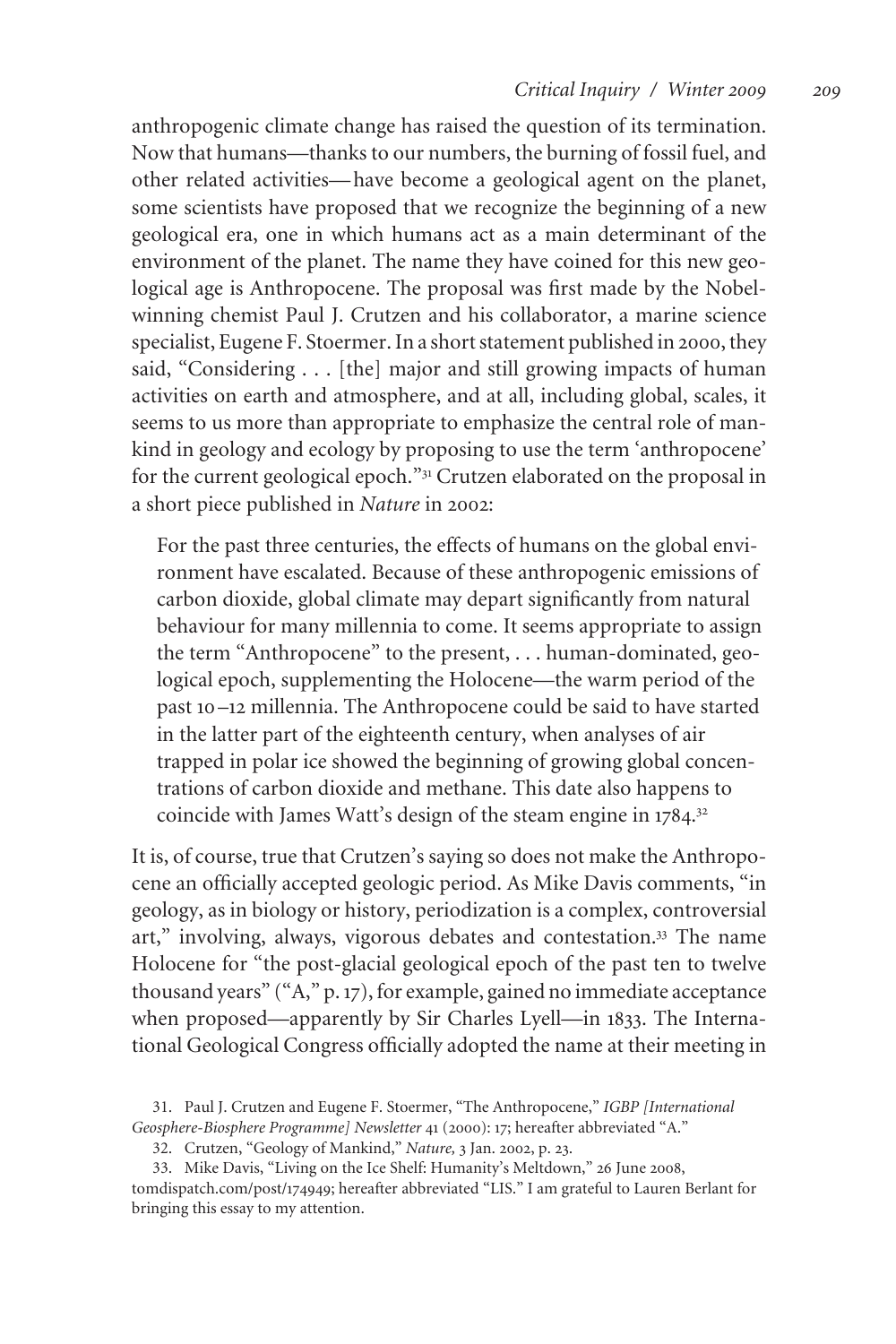anthropogenic climate change has raised the question of its termination. Now that humans—thanks to our numbers, the burning of fossil fuel, and other related activities—have become a geological agent on the planet, some scientists have proposed that we recognize the beginning of a new geological era, one in which humans act as a main determinant of the environment of the planet. The name they have coined for this new geological age is Anthropocene. The proposal was first made by the Nobel-winning chemist Paul J. Crutzen and his collaborator, a marine science specialist, Eugene F. Stoermer. In a short statement published in 2000, they said, "Considering . . . [the] major and still growing impacts of human activities on earth and atmosphere, and at all, including global, scales, it seems to us more than appropriate to emphasize the central role of mankind in geology and ecology by proposing to use the term 'anthropocene' for the current geological epoch."[31] Crutzen elaborated on the proposal in a short piece published in *Nature* in 2002:

> For the past three centuries, the effects of humans on the global environment have escalated. Because of these anthropogenic emissions of carbon dioxide, global climate may depart significantly from natural behaviour for many millennia to come. It seems appropriate to assign the term "Anthropocene" to the present, . . . human-dominated, geological epoch, supplementing the Holocene—the warm period of the past 10–12 millennia. The Anthropocene could be said to have started in the latter part of the eighteenth century, when analyses of air trapped in polar ice showed the beginning of growing global concentrations of carbon dioxide and methane. This date also happens to coincide with James Watt's design of the steam engine in 1784.[32]

It is, of course, true that Crutzen's saying so does not make the Anthropocene an officially accepted geologic period. As Mike Davis comments, "in geology, as in biology or history, periodization is a complex, controversial art," involving, always, vigorous debates and contestation.[33] The name Holocene for "the post-glacial geological epoch of the past ten to twelve thousand years" ("A," p. 17), for example, gained no immediate acceptance when proposed—apparently by Sir Charles Lyell—in 1833. The International Geological Congress officially adopted the name at their meeting in

31. Paul J. Crutzen and Eugene F. Stoermer, "The Anthropocene," *IGBP [International Geosphere-Biosphere Programme] Newsletter* 41 (2000): 17; hereafter abbreviated "A."

32. Crutzen, "Geology of Mankind," *Nature,* 3 Jan. 2002, p. 23.

33. Mike Davis, "Living on the Ice Shelf: Humanity's Meltdown," 26 June 2008, tomdispatch.com/post/174949; hereafter abbreviated "LIS." I am grateful to Lauren Berlant for bringing this essay to my attention.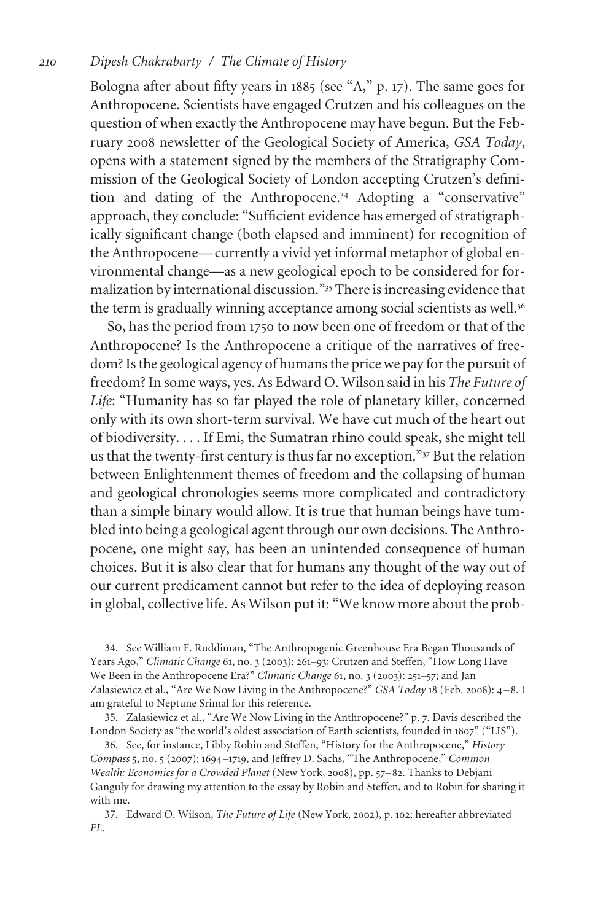Bologna after about fifty years in 1885 (see "A," p. 17). The same goes for Anthropocene. Scientists have engaged Crutzen and his colleagues on the question of when exactly the Anthropocene may have begun. But the February 2008 newsletter of the Geological Society of America, *GSA Today*, opens with a statement signed by the members of the Stratigraphy Commission of the Geological Society of London accepting Crutzen's definition and dating of the Anthropocene.[34] Adopting a "conservative" approach, they conclude: "Sufficient evidence has emerged of stratigraphically significant change (both elapsed and imminent) for recognition of the Anthropocene—currently a vivid yet informal metaphor of global environmental change—as a new geological epoch to be considered for formalization by international discussion."[35] There is increasing evidence that the term is gradually winning acceptance among social scientists as well.[36]

So, has the period from 1750 to now been one of freedom or that of the Anthropocene? Is the Anthropocene a critique of the narratives of freedom? Is the geological agency of humans the price we pay for the pursuit of freedom? In some ways, yes. As Edward O. Wilson said in his *The Future of Life*: "Humanity has so far played the role of planetary killer, concerned only with its own short-term survival. We have cut much of the heart out of biodiversity. . . . If Emi, the Sumatran rhino could speak, she might tell us that the twenty-first century is thus far no exception."[37] But the relation between Enlightenment themes of freedom and the collapsing of human and geological chronologies seems more complicated and contradictory than a simple binary would allow. It is true that human beings have tumbled into being a geological agent through our own decisions. The Anthropocene, one might say, has been an unintended consequence of human choices. But it is also clear that for humans any thought of the way out of our current predicament cannot but refer to the idea of deploying reason in global, collective life. As Wilson put it: "We know more about the prob-

34. See William F. Ruddiman, "The Anthropogenic Greenhouse Era Began Thousands of Years Ago," *Climatic Change* 61, no. 3 (2003): 261–93; Crutzen and Steffen, "How Long Have We Been in the Anthropocene Era?" *Climatic Change* 61, no. 3 (2003): 251–57; and Jan Zalasiewicz et al., "Are We Now Living in the Anthropocene?" *GSA Today* 18 (Feb. 2008): 4–8. I am grateful to Neptune Srimal for this reference.

35. Zalasiewicz et al., "Are We Now Living in the Anthropocene?" p. 7. Davis described the London Society as "the world's oldest association of Earth scientists, founded in 1807" ("LIS").

36. See, for instance, Libby Robin and Steffen, "History for the Anthropocene," *History Compass* 5, no. 5 (2007): 1694–1719, and Jeffrey D. Sachs, "The Anthropocene," *Common Wealth: Economics for a Crowded Planet* (New York, 2008), pp. 57–82. Thanks to Debjani Ganguly for drawing my attention to the essay by Robin and Steffen, and to Robin for sharing it with me.

37. Edward O. Wilson, *The Future of Life* (New York, 2002), p. 102; hereafter abbreviated *FL*.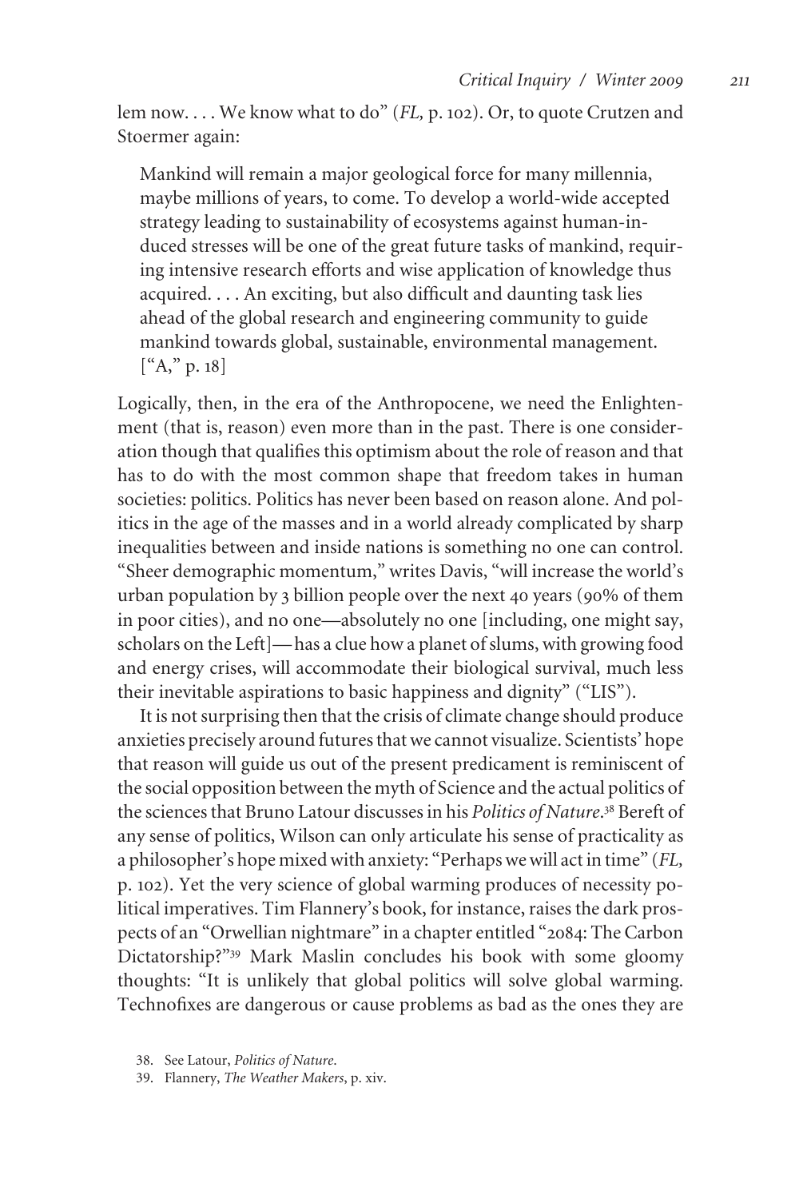lem now. . . . We know what to do" (*FL,* p. 102). Or, to quote Crutzen and Stoermer again:

> Mankind will remain a major geological force for many millennia, maybe millions of years, to come. To develop a world-wide accepted strategy leading to sustainability of ecosystems against human-induced stresses will be one of the great future tasks of mankind, requiring intensive research efforts and wise application of knowledge thus acquired. . . . An exciting, but also difficult and daunting task lies ahead of the global research and engineering community to guide mankind towards global, sustainable, environmental management. ["A," p. 18]

Logically, then, in the era of the Anthropocene, we need the Enlightenment (that is, reason) even more than in the past. There is one consideration though that qualifies this optimism about the role of reason and that has to do with the most common shape that freedom takes in human societies: politics. Politics has never been based on reason alone. And politics in the age of the masses and in a world already complicated by sharp inequalities between and inside nations is something no one can control. "Sheer demographic momentum," writes Davis, "will increase the world's urban population by 3 billion people over the next 40 years (90% of them in poor cities), and no one—absolutely no one [including, one might say, scholars on the Left]—has a clue how a planet of slums, with growing food and energy crises, will accommodate their biological survival, much less their inevitable aspirations to basic happiness and dignity" ("LIS").

It is not surprising then that the crisis of climate change should produce anxieties precisely around futures that we cannot visualize. Scientists' hope that reason will guide us out of the present predicament is reminiscent of the social opposition between the myth of Science and the actual politics of the sciences that Bruno Latour discusses in his *Politics of Nature*.[38] Bereft of any sense of politics, Wilson can only articulate his sense of practicality as a philosopher's hope mixed with anxiety: "Perhaps we will act in time" (*FL,* p. 102). Yet the very science of global warming produces of necessity political imperatives. Tim Flannery's book, for instance, raises the dark prospects of an "Orwellian nightmare" in a chapter entitled "2084: The Carbon Dictatorship?"[39] Mark Maslin concludes his book with some gloomy thoughts: "It is unlikely that global politics will solve global warming. Technofixes are dangerous or cause problems as bad as the ones they are

38. See Latour, *Politics of Nature*.

39. Flannery, *The Weather Makers*, p. xiv.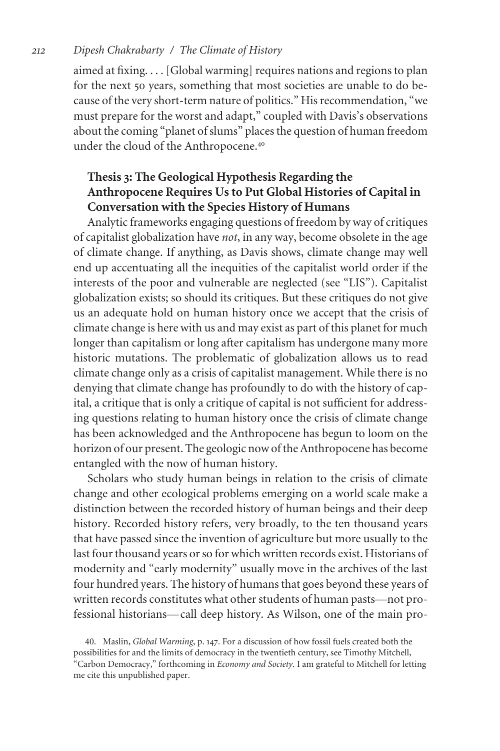aimed at fixing. . . . [Global warming] requires nations and regions to plan for the next 50 years, something that most societies are unable to do because of the very short-term nature of politics." His recommendation, "we must prepare for the worst and adapt," coupled with Davis's observations about the coming "planet of slums" places the question of human freedom under the cloud of the Anthropocene.[40]

### Thesis 3: The Geological Hypothesis Regarding the Anthropocene Requires Us to Put Global Histories of Capital in Conversation with the Species History of Humans

Analytic frameworks engaging questions of freedom by way of critiques of capitalist globalization have *not*, in any way, become obsolete in the age of climate change. If anything, as Davis shows, climate change may well end up accentuating all the inequities of the capitalist world order if the interests of the poor and vulnerable are neglected (see "LIS"). Capitalist globalization exists; so should its critiques. But these critiques do not give us an adequate hold on human history once we accept that the crisis of climate change is here with us and may exist as part of this planet for much longer than capitalism or long after capitalism has undergone many more historic mutations. The problematic of globalization allows us to read climate change only as a crisis of capitalist management. While there is no denying that climate change has profoundly to do with the history of capital, a critique that is only a critique of capital is not sufficient for addressing questions relating to human history once the crisis of climate change has been acknowledged and the Anthropocene has begun to loom on the horizon of our present. The geologic now of the Anthropocene has become entangled with the now of human history.

Scholars who study human beings in relation to the crisis of climate change and other ecological problems emerging on a world scale make a distinction between the recorded history of human beings and their deep history. Recorded history refers, very broadly, to the ten thousand years that have passed since the invention of agriculture but more usually to the last four thousand years or so for which written records exist. Historians of modernity and "early modernity" usually move in the archives of the last four hundred years. The history of humans that goes beyond these years of written records constitutes what other students of human pasts—not professional historians—call deep history. As Wilson, one of the main pro-

40. Maslin, *Global Warming*, p. 147. For a discussion of how fossil fuels created both the possibilities for and the limits of democracy in the twentieth century, see Timothy Mitchell, "Carbon Democracy," forthcoming in *Economy and Society*. I am grateful to Mitchell for letting me cite this unpublished paper.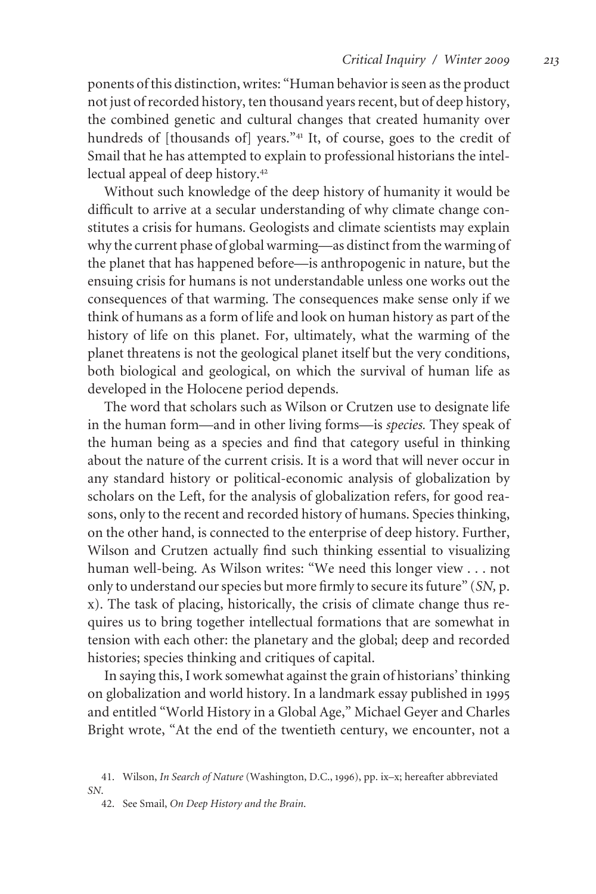ponents of this distinction, writes: "Human behavior is seen as the product not just of recorded history, ten thousand years recent, but of deep history, the combined genetic and cultural changes that created humanity over hundreds of [thousands of] years."[41] It, of course, goes to the credit of Smail that he has attempted to explain to professional historians the intellectual appeal of deep history.[42]

Without such knowledge of the deep history of humanity it would be difficult to arrive at a secular understanding of why climate change constitutes a crisis for humans. Geologists and climate scientists may explain why the current phase of global warming—as distinct from the warming of the planet that has happened before—is anthropogenic in nature, but the ensuing crisis for humans is not understandable unless one works out the consequences of that warming. The consequences make sense only if we think of humans as a form of life and look on human history as part of the history of life on this planet. For, ultimately, what the warming of the planet threatens is not the geological planet itself but the very conditions, both biological and geological, on which the survival of human life as developed in the Holocene period depends.

The word that scholars such as Wilson or Crutzen use to designate life in the human form—and in other living forms—is *species.* They speak of the human being as a species and find that category useful in thinking about the nature of the current crisis. It is a word that will never occur in any standard history or political-economic analysis of globalization by scholars on the Left, for the analysis of globalization refers, for good reasons, only to the recent and recorded history of humans. Species thinking, on the other hand, is connected to the enterprise of deep history. Further, Wilson and Crutzen actually find such thinking essential to visualizing human well-being. As Wilson writes: "We need this longer view . . . not only to understand our species but more firmly to secure its future" (*SN,* p. x). The task of placing, historically, the crisis of climate change thus requires us to bring together intellectual formations that are somewhat in tension with each other: the planetary and the global; deep and recorded histories; species thinking and critiques of capital.

In saying this, I work somewhat against the grain of historians' thinking on globalization and world history. In a landmark essay published in 1995 and entitled "World History in a Global Age," Michael Geyer and Charles Bright wrote, "At the end of the twentieth century, we encounter, not a

41. Wilson, *In Search of Nature* (Washington, D.C., 1996), pp. ix–x; hereafter abbreviated *SN*.

42. See Smail, *On Deep History and the Brain*.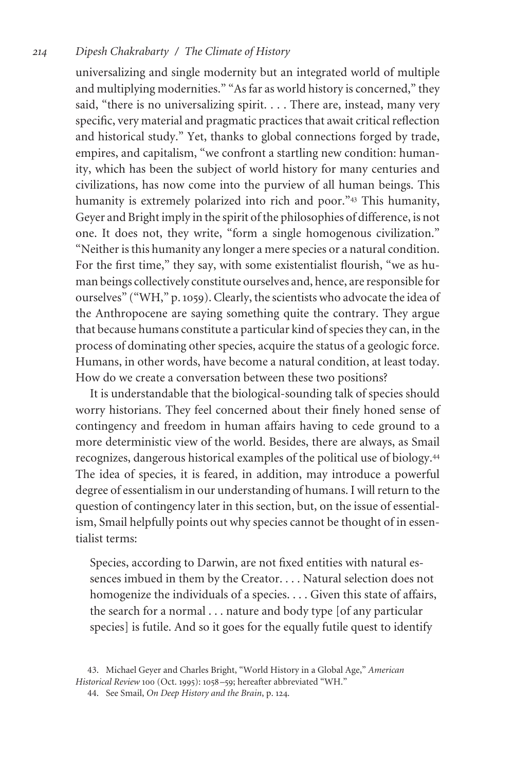universalizing and single modernity but an integrated world of multiple and multiplying modernities." "As far as world history is concerned," they said, "there is no universalizing spirit. . . . There are, instead, many very specific, very material and pragmatic practices that await critical reflection and historical study." Yet, thanks to global connections forged by trade, empires, and capitalism, "we confront a startling new condition: humanity, which has been the subject of world history for many centuries and civilizations, has now come into the purview of all human beings. This humanity is extremely polarized into rich and poor."[43] This humanity, Geyer and Bright imply in the spirit of the philosophies of difference, is not one. It does not, they write, "form a single homogenous civilization." "Neither is this humanity any longer a mere species or a natural condition. For the first time," they say, with some existentialist flourish, "we as human beings collectively constitute ourselves and, hence, are responsible for ourselves" ("WH," p. 1059). Clearly, the scientists who advocate the idea of the Anthropocene are saying something quite the contrary. They argue that because humans constitute a particular kind of species they can, in the process of dominating other species, acquire the status of a geologic force. Humans, in other words, have become a natural condition, at least today. How do we create a conversation between these two positions?

It is understandable that the biological-sounding talk of species should worry historians. They feel concerned about their finely honed sense of contingency and freedom in human affairs having to cede ground to a more deterministic view of the world. Besides, there are always, as Smail recognizes, dangerous historical examples of the political use of biology.[44] The idea of species, it is feared, in addition, may introduce a powerful degree of essentialism in our understanding of humans. I will return to the question of contingency later in this section, but, on the issue of essentialism, Smail helpfully points out why species cannot be thought of in essentialist terms:

> Species, according to Darwin, are not fixed entities with natural essences imbued in them by the Creator. . . . Natural selection does not homogenize the individuals of a species. . . . Given this state of affairs, the search for a normal . . . nature and body type [of any particular species] is futile. And so it goes for the equally futile quest to identify

43. Michael Geyer and Charles Bright, "World History in a Global Age," *American Historical Review* 100 (Oct. 1995): 1058–59; hereafter abbreviated "WH."

44. See Smail, *On Deep History and the Brain*, p. 124.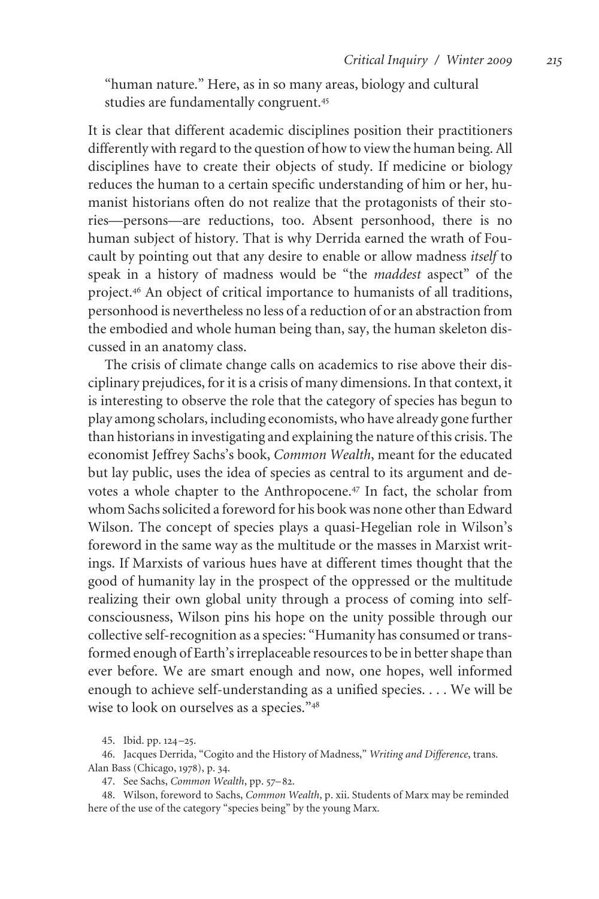"human nature." Here, as in so many areas, biology and cultural studies are fundamentally congruent.[45]

It is clear that different academic disciplines position their practitioners differently with regard to the question of how to view the human being. All disciplines have to create their objects of study. If medicine or biology reduces the human to a certain specific understanding of him or her, humanist historians often do not realize that the protagonists of their stories—persons—are reductions, too. Absent personhood, there is no human subject of history. That is why Derrida earned the wrath of Foucault by pointing out that any desire to enable or allow madness *itself* to speak in a history of madness would be "the *maddest* aspect" of the project.[46] An object of critical importance to humanists of all traditions, personhood is nevertheless no less of a reduction of or an abstraction from the embodied and whole human being than, say, the human skeleton discussed in an anatomy class.

The crisis of climate change calls on academics to rise above their disciplinary prejudices, for it is a crisis of many dimensions. In that context, it is interesting to observe the role that the category of species has begun to play among scholars, including economists, who have already gone further than historians in investigating and explaining the nature of this crisis. The economist Jeffrey Sachs's book, *Common Wealth*, meant for the educated but lay public, uses the idea of species as central to its argument and devotes a whole chapter to the Anthropocene.[47] In fact, the scholar from whom Sachs solicited a foreword for his book was none other than Edward Wilson. The concept of species plays a quasi-Hegelian role in Wilson's foreword in the same way as the multitude or the masses in Marxist writings. If Marxists of various hues have at different times thought that the good of humanity lay in the prospect of the oppressed or the multitude realizing their own global unity through a process of coming into self-consciousness, Wilson pins his hope on the unity possible through our collective self-recognition as a species: "Humanity has consumed or transformed enough of Earth's irreplaceable resources to be in better shape than ever before. We are smart enough and now, one hopes, well informed enough to achieve self-understanding as a unified species. . . . We will be wise to look on ourselves as a species."[48]

45. Ibid. pp. 124–25.

46. Jacques Derrida, "Cogito and the History of Madness," *Writing and Difference*, trans. Alan Bass (Chicago, 1978), p. 34.

47. See Sachs, *Common Wealth*, pp. 57–82.

48. Wilson, foreword to Sachs, *Common Wealth*, p. xii. Students of Marx may be reminded here of the use of the category "species being" by the young Marx.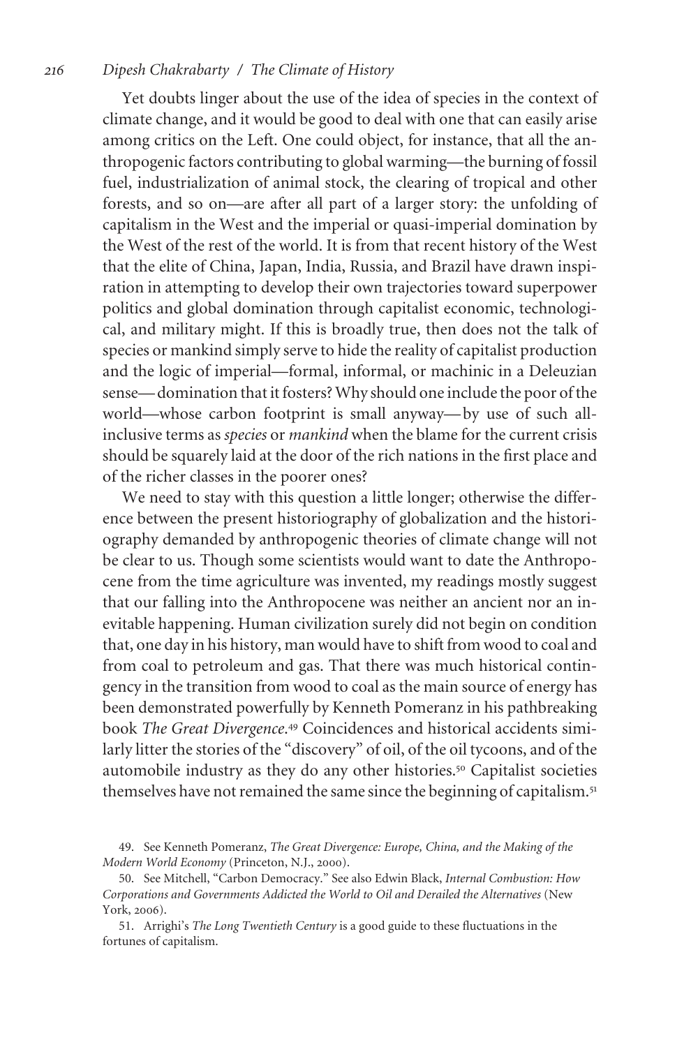Yet doubts linger about the use of the idea of species in the context of climate change, and it would be good to deal with one that can easily arise among critics on the Left. One could object, for instance, that all the anthropogenic factors contributing to global warming—the burning of fossil fuel, industrialization of animal stock, the clearing of tropical and other forests, and so on—are after all part of a larger story: the unfolding of capitalism in the West and the imperial or quasi-imperial domination by the West of the rest of the world. It is from that recent history of the West that the elite of China, Japan, India, Russia, and Brazil have drawn inspiration in attempting to develop their own trajectories toward superpower politics and global domination through capitalist economic, technological, and military might. If this is broadly true, then does not the talk of species or mankind simply serve to hide the reality of capitalist production and the logic of imperial—formal, informal, or machinic in a Deleuzian sense—domination that it fosters? Why should one include the poor of the world—whose carbon footprint is small anyway—by use of such all-inclusive terms as *species* or *mankind* when the blame for the current crisis should be squarely laid at the door of the rich nations in the first place and of the richer classes in the poorer ones?

We need to stay with this question a little longer; otherwise the difference between the present historiography of globalization and the historiography demanded by anthropogenic theories of climate change will not be clear to us. Though some scientists would want to date the Anthropocene from the time agriculture was invented, my readings mostly suggest that our falling into the Anthropocene was neither an ancient nor an inevitable happening. Human civilization surely did not begin on condition that, one day in his history, man would have to shift from wood to coal and from coal to petroleum and gas. That there was much historical contingency in the transition from wood to coal as the main source of energy has been demonstrated powerfully by Kenneth Pomeranz in his pathbreaking book *The Great Divergence*.[49] Coincidences and historical accidents similarly litter the stories of the "discovery" of oil, of the oil tycoons, and of the automobile industry as they do any other histories.[50] Capitalist societies themselves have not remained the same since the beginning of capitalism.[51]

49. See Kenneth Pomeranz, *The Great Divergence: Europe, China, and the Making of the Modern World Economy* (Princeton, N.J., 2000).

50. See Mitchell, "Carbon Democracy." See also Edwin Black, *Internal Combustion: How Corporations and Governments Addicted the World to Oil and Derailed the Alternatives* (New York, 2006).

51. Arrighi's *The Long Twentieth Century* is a good guide to these fluctuations in the fortunes of capitalism.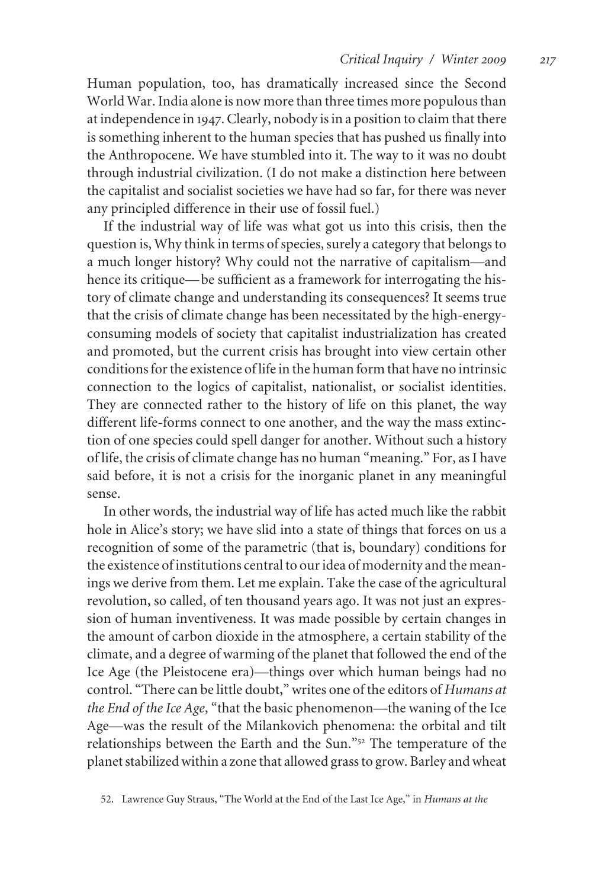Human population, too, has dramatically increased since the Second World War. India alone is now more than three times more populous than at independence in 1947. Clearly, nobody is in a position to claim that there is something inherent to the human species that has pushed us finally into the Anthropocene. We have stumbled into it. The way to it was no doubt through industrial civilization. (I do not make a distinction here between the capitalist and socialist societies we have had so far, for there was never any principled difference in their use of fossil fuel.)

If the industrial way of life was what got us into this crisis, then the question is, Why think in terms of species, surely a category that belongs to a much longer history? Why could not the narrative of capitalism—and hence its critique—be sufficient as a framework for interrogating the history of climate change and understanding its consequences? It seems true that the crisis of climate change has been necessitated by the high-energy-consuming models of society that capitalist industrialization has created and promoted, but the current crisis has brought into view certain other conditions for the existence of life in the human form that have no intrinsic connection to the logics of capitalist, nationalist, or socialist identities. They are connected rather to the history of life on this planet, the way different life-forms connect to one another, and the way the mass extinction of one species could spell danger for another. Without such a history of life, the crisis of climate change has no human "meaning." For, as I have said before, it is not a crisis for the inorganic planet in any meaningful sense.

In other words, the industrial way of life has acted much like the rabbit hole in Alice's story; we have slid into a state of things that forces on us a recognition of some of the parametric (that is, boundary) conditions for the existence of institutions central to our idea of modernity and the meanings we derive from them. Let me explain. Take the case of the agricultural revolution, so called, of ten thousand years ago. It was not just an expression of human inventiveness. It was made possible by certain changes in the amount of carbon dioxide in the atmosphere, a certain stability of the climate, and a degree of warming of the planet that followed the end of the Ice Age (the Pleistocene era)—things over which human beings had no control. "There can be little doubt," writes one of the editors of *Humans at the End of the Ice Age*, "that the basic phenomenon—the waning of the Ice Age—was the result of the Milankovich phenomena: the orbital and tilt relationships between the Earth and the Sun."[52] The temperature of the planet stabilized within a zone that allowed grass to grow. Barley and wheat

52. Lawrence Guy Straus, "The World at the End of the Last Ice Age," in *Humans at the*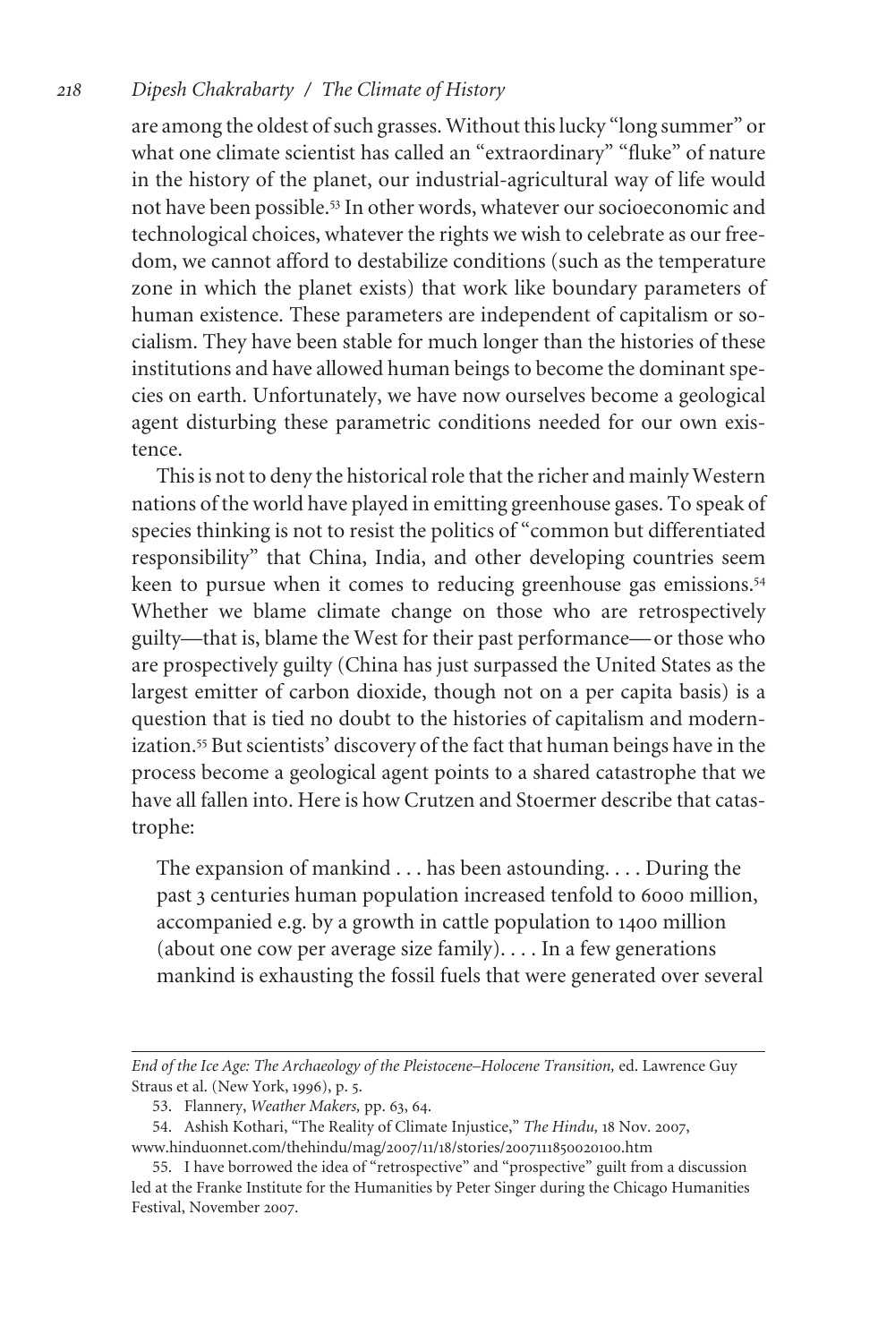are among the oldest of such grasses. Without this lucky "long summer" or what one climate scientist has called an "extraordinary" "fluke" of nature in the history of the planet, our industrial-agricultural way of life would not have been possible.[53] In other words, whatever our socioeconomic and technological choices, whatever the rights we wish to celebrate as our freedom, we cannot afford to destabilize conditions (such as the temperature zone in which the planet exists) that work like boundary parameters of human existence. These parameters are independent of capitalism or socialism. They have been stable for much longer than the histories of these institutions and have allowed human beings to become the dominant species on earth. Unfortunately, we have now ourselves become a geological agent disturbing these parametric conditions needed for our own existence.

This is not to deny the historical role that the richer and mainly Western nations of the world have played in emitting greenhouse gases. To speak of species thinking is not to resist the politics of "common but differentiated responsibility" that China, India, and other developing countries seem keen to pursue when it comes to reducing greenhouse gas emissions.[54] Whether we blame climate change on those who are retrospectively guilty—that is, blame the West for their past performance—or those who are prospectively guilty (China has just surpassed the United States as the largest emitter of carbon dioxide, though not on a per capita basis) is a question that is tied no doubt to the histories of capitalism and modernization.[55] But scientists' discovery of the fact that human beings have in the process become a geological agent points to a shared catastrophe that we have all fallen into. Here is how Crutzen and Stoermer describe that catastrophe:

> The expansion of mankind . . . has been astounding. . . . During the past 3 centuries human population increased tenfold to 6000 million, accompanied e.g. by a growth in cattle population to 1400 million (about one cow per average size family). . . . In a few generations mankind is exhausting the fossil fuels that were generated over several

---

*End of the Ice Age: The Archaeology of the Pleistocene–Holocene Transition,* ed. Lawrence Guy Straus et al. (New York, 1996), p. 5.

53. Flannery, *Weather Makers,* pp. 63, 64.

54. Ashish Kothari, "The Reality of Climate Injustice," *The Hindu,* 18 Nov. 2007, www.hinduonnet.com/thehindu/mag/2007/11/18/stories/2007111850020100.htm

55. I have borrowed the idea of "retrospective" and "prospective" guilt from a discussion led at the Franke Institute for the Humanities by Peter Singer during the Chicago Humanities Festival, November 2007.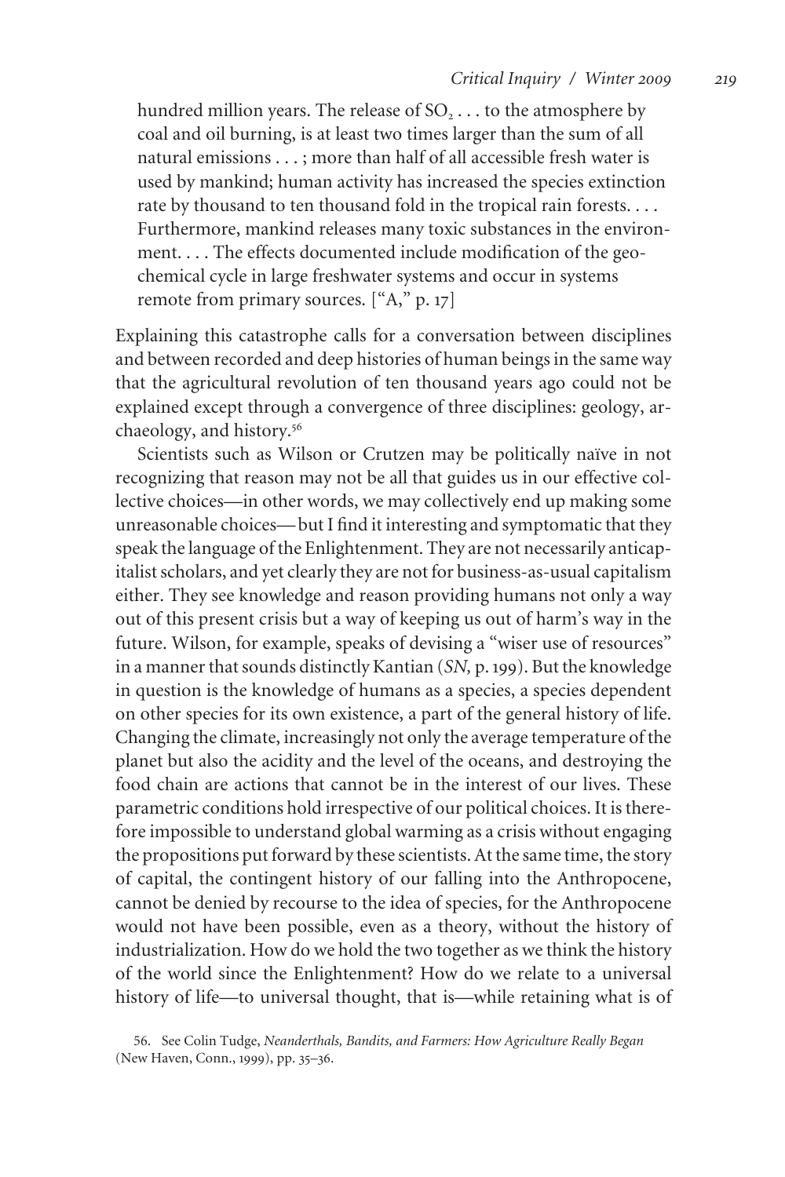> hundred million years. The release of $SO_2$ . . . to the atmosphere by coal and oil burning, is at least two times larger than the sum of all natural emissions . . . ; more than half of all accessible fresh water is used by mankind; human activity has increased the species extinction rate by thousand to ten thousand fold in the tropical rain forests. . . . Furthermore, mankind releases many toxic substances in the environment. . . . The effects documented include modification of the geochemical cycle in large freshwater systems and occur in systems remote from primary sources. ["A," p. 17]

Explaining this catastrophe calls for a conversation between disciplines and between recorded and deep histories of human beings in the same way that the agricultural revolution of ten thousand years ago could not be explained except through a convergence of three disciplines: geology, archaeology, and history.[56]

Scientists such as Wilson or Crutzen may be politically naïve in not recognizing that reason may not be all that guides us in our effective collective choices—in other words, we may collectively end up making some unreasonable choices—but I find it interesting and symptomatic that they speak the language of the Enlightenment. They are not necessarily anticapitalist scholars, and yet clearly they are not for business-as-usual capitalism either. They see knowledge and reason providing humans not only a way out of this present crisis but a way of keeping us out of harm's way in the future. Wilson, for example, speaks of devising a "wiser use of resources" in a manner that sounds distinctly Kantian (*SN,* p. 199). But the knowledge in question is the knowledge of humans as a species, a species dependent on other species for its own existence, a part of the general history of life. Changing the climate, increasingly not only the average temperature of the planet but also the acidity and the level of the oceans, and destroying the food chain are actions that cannot be in the interest of our lives. These parametric conditions hold irrespective of our political choices. It is therefore impossible to understand global warming as a crisis without engaging the propositions put forward by these scientists. At the same time, the story of capital, the contingent history of our falling into the Anthropocene, cannot be denied by recourse to the idea of species, for the Anthropocene would not have been possible, even as a theory, without the history of industrialization. How do we hold the two together as we think the history of the world since the Enlightenment? How do we relate to a universal history of life—to universal thought, that is—while retaining what is of

56. See Colin Tudge, *Neanderthals, Bandits, and Farmers: How Agriculture Really Began* (New Haven, Conn., 1999), pp. 35–36.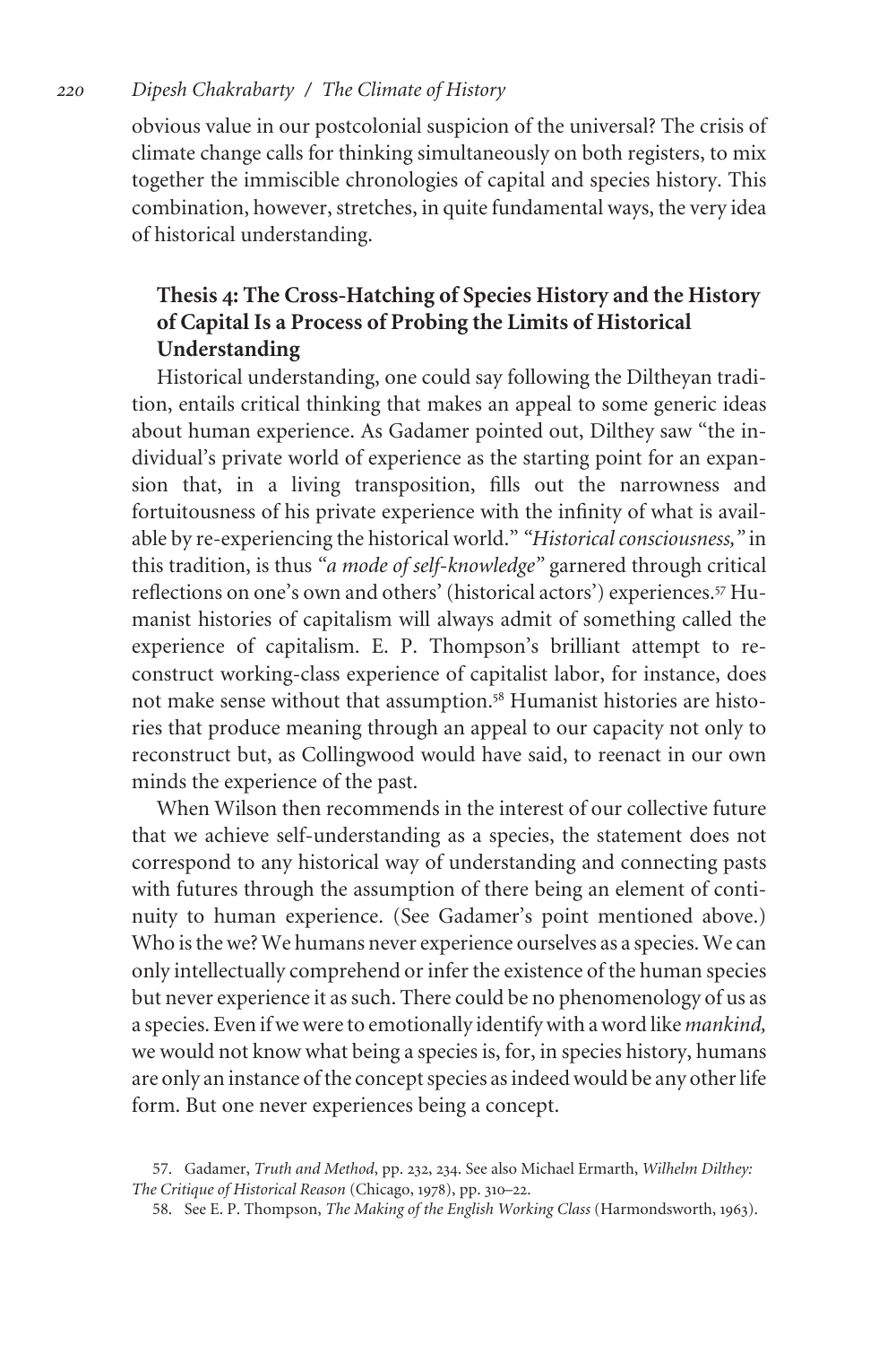obvious value in our postcolonial suspicion of the universal? The crisis of climate change calls for thinking simultaneously on both registers, to mix together the immiscible chronologies of capital and species history. This combination, however, stretches, in quite fundamental ways, the very idea of historical understanding.

## Thesis 4: The Cross-Hatching of Species History and the History of Capital Is a Process of Probing the Limits of Historical Understanding

Historical understanding, one could say following the Diltheyan tradition, entails critical thinking that makes an appeal to some generic ideas about human experience. As Gadamer pointed out, Dilthey saw "the individual's private world of experience as the starting point for an expansion that, in a living transposition, fills out the narrowness and fortuitousness of his private experience with the infinity of what is available by re-experiencing the historical world." *"Historical consciousness,"* in this tradition, is thus "*a mode of self-knowledge*" garnered through critical reflections on one's own and others' (historical actors') experiences.[57] Humanist histories of capitalism will always admit of something called the experience of capitalism. E. P. Thompson's brilliant attempt to reconstruct working-class experience of capitalist labor, for instance, does not make sense without that assumption.[58] Humanist histories are histories that produce meaning through an appeal to our capacity not only to reconstruct but, as Collingwood would have said, to reenact in our own minds the experience of the past.

When Wilson then recommends in the interest of our collective future that we achieve self-understanding as a species, the statement does not correspond to any historical way of understanding and connecting pasts with futures through the assumption of there being an element of continuity to human experience. (See Gadamer's point mentioned above.) Who is the we? We humans never experience ourselves as a species. We can only intellectually comprehend or infer the existence of the human species but never experience it as such. There could be no phenomenology of us as a species. Even if we were to emotionally identify with a word like *mankind,* we would not know what being a species is, for, in species history, humans are only an instance of the concept species as indeed would be any other life form. But one never experiences being a concept.

57. Gadamer, *Truth and Method*, pp. 232, 234. See also Michael Ermarth, *Wilhelm Dilthey: The Critique of Historical Reason* (Chicago, 1978), pp. 310–22.

58. See E. P. Thompson, *The Making of the English Working Class* (Harmondsworth, 1963).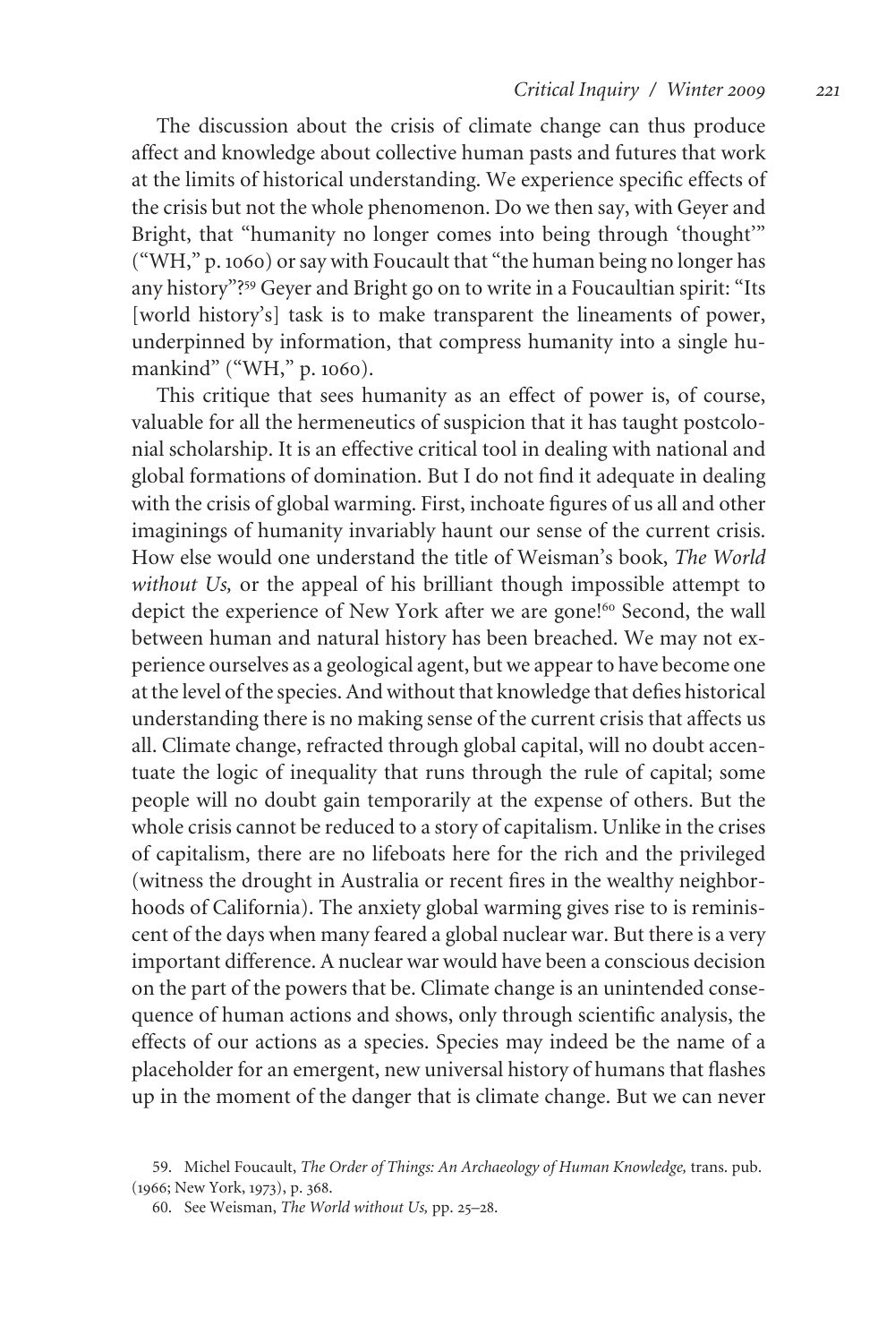The discussion about the crisis of climate change can thus produce affect and knowledge about collective human pasts and futures that work at the limits of historical understanding. We experience specific effects of the crisis but not the whole phenomenon. Do we then say, with Geyer and Bright, that "humanity no longer comes into being through 'thought'" ("WH," p. 1060) or say with Foucault that "the human being no longer has any history"?[59] Geyer and Bright go on to write in a Foucaultian spirit: "Its [world history's] task is to make transparent the lineaments of power, underpinned by information, that compress humanity into a single humankind" ("WH," p. 1060).

This critique that sees humanity as an effect of power is, of course, valuable for all the hermeneutics of suspicion that it has taught postcolonial scholarship. It is an effective critical tool in dealing with national and global formations of domination. But I do not find it adequate in dealing with the crisis of global warming. First, inchoate figures of us all and other imaginings of humanity invariably haunt our sense of the current crisis. How else would one understand the title of Weisman's book, *The World without Us,* or the appeal of his brilliant though impossible attempt to depict the experience of New York after we are gone![60] Second, the wall between human and natural history has been breached. We may not experience ourselves as a geological agent, but we appear to have become one at the level of the species. And without that knowledge that defies historical understanding there is no making sense of the current crisis that affects us all. Climate change, refracted through global capital, will no doubt accentuate the logic of inequality that runs through the rule of capital; some people will no doubt gain temporarily at the expense of others. But the whole crisis cannot be reduced to a story of capitalism. Unlike in the crises of capitalism, there are no lifeboats here for the rich and the privileged (witness the drought in Australia or recent fires in the wealthy neighborhoods of California). The anxiety global warming gives rise to is reminiscent of the days when many feared a global nuclear war. But there is a very important difference. A nuclear war would have been a conscious decision on the part of the powers that be. Climate change is an unintended consequence of human actions and shows, only through scientific analysis, the effects of our actions as a species. Species may indeed be the name of a placeholder for an emergent, new universal history of humans that flashes up in the moment of the danger that is climate change. But we can never

59. Michel Foucault, *The Order of Things: An Archaeology of Human Knowledge,* trans. pub. (1966; New York, 1973), p. 368.

60. See Weisman, *The World without Us,* pp. 25–28.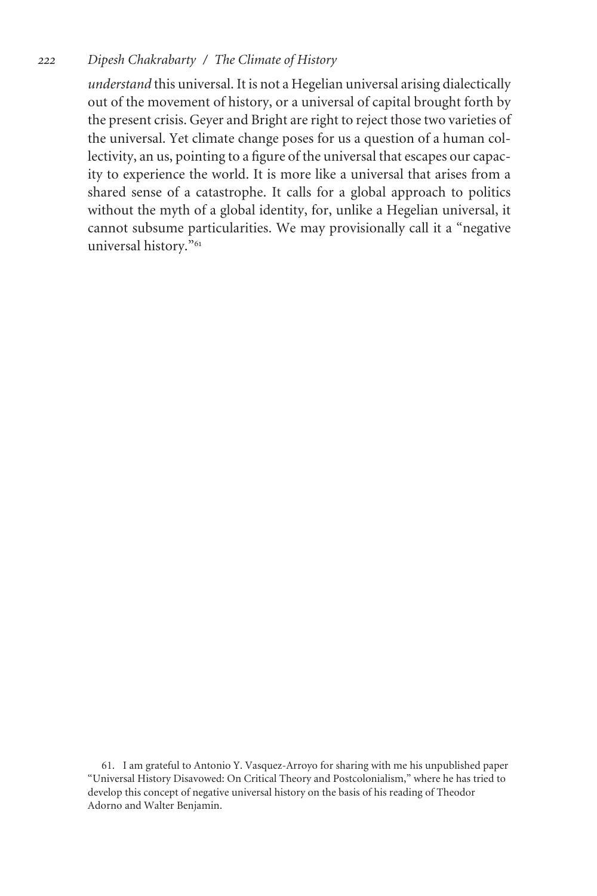*understand* this universal. It is not a Hegelian universal arising dialectically out of the movement of history, or a universal of capital brought forth by the present crisis. Geyer and Bright are right to reject those two varieties of the universal. Yet climate change poses for us a question of a human collectivity, an us, pointing to a figure of the universal that escapes our capacity to experience the world. It is more like a universal that arises from a shared sense of a catastrophe. It calls for a global approach to politics without the myth of a global identity, for, unlike a Hegelian universal, it cannot subsume particularities. We may provisionally call it a "negative universal history."[61]

61. I am grateful to Antonio Y. Vasquez-Arroyo for sharing with me his unpublished paper "Universal History Disavowed: On Critical Theory and Postcolonialism," where he has tried to develop this concept of negative universal history on the basis of his reading of Theodor Adorno and Walter Benjamin.